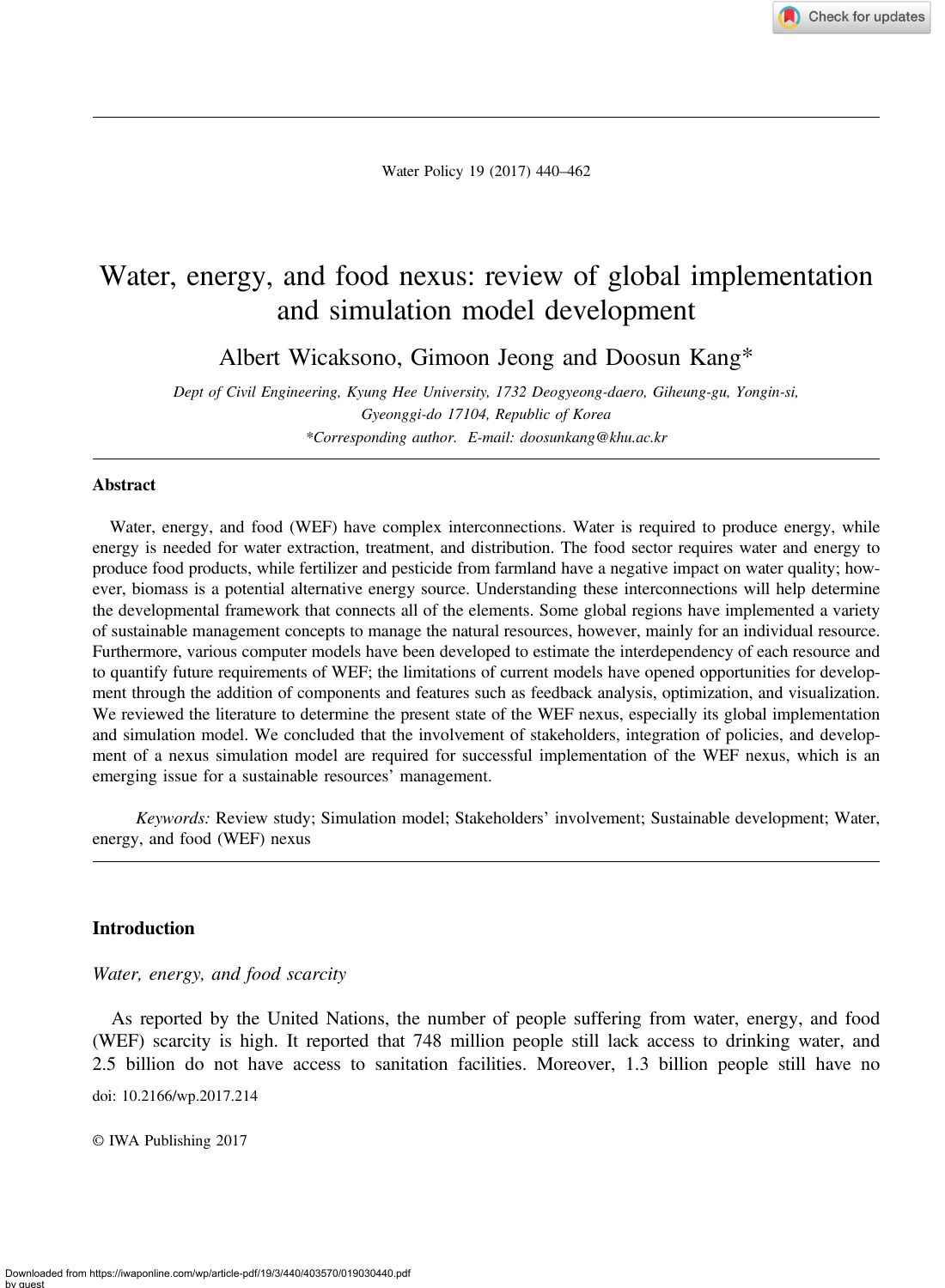# Water, energy, and food nexus: review of global implementation and simulation model development

Albert Wicaksono, Gimoon Jeong and Doosun Kang*

*Dept of Civil Engineering, Kyung Hee University, 1732 Deogyeong-daero, Giheung-gu, Yongin-si, Gyeonggi-do 17104, Republic of Korea*

*\*Corresponding author. E-mail: doosunkang@khu.ac.kr*

## Abstract

Water, energy, and food (WEF) have complex interconnections. Water is required to produce energy, while energy is needed for water extraction, treatment, and distribution. The food sector requires water and energy to produce food products, while fertilizer and pesticide from farmland have a negative impact on water quality; however, biomass is a potential alternative energy source. Understanding these interconnections will help determine the developmental framework that connects all of the elements. Some global regions have implemented a variety of sustainable management concepts to manage the natural resources, however, mainly for an individual resource. Furthermore, various computer models have been developed to estimate the interdependency of each resource and to quantify future requirements of WEF; the limitations of current models have opened opportunities for development through the addition of components and features such as feedback analysis, optimization, and visualization. We reviewed the literature to determine the present state of the WEF nexus, especially its global implementation and simulation model. We concluded that the involvement of stakeholders, integration of policies, and development of a nexus simulation model are required for successful implementation of the WEF nexus, which is an emerging issue for a sustainable resources' management.

*Keywords:* Review study; Simulation model; Stakeholders' involvement; Sustainable development; Water, energy, and food (WEF) nexus

## Introduction

### *Water, energy, and food scarcity*

As reported by the United Nations, the number of people suffering from water, energy, and food (WEF) scarcity is high. It reported that 748 million people still lack access to drinking water, and 2.5 billion do not have access to sanitation facilities. Moreover, 1.3 billion people still have no

doi: 10.2166/wp.2017.214

© IWA Publishing 2017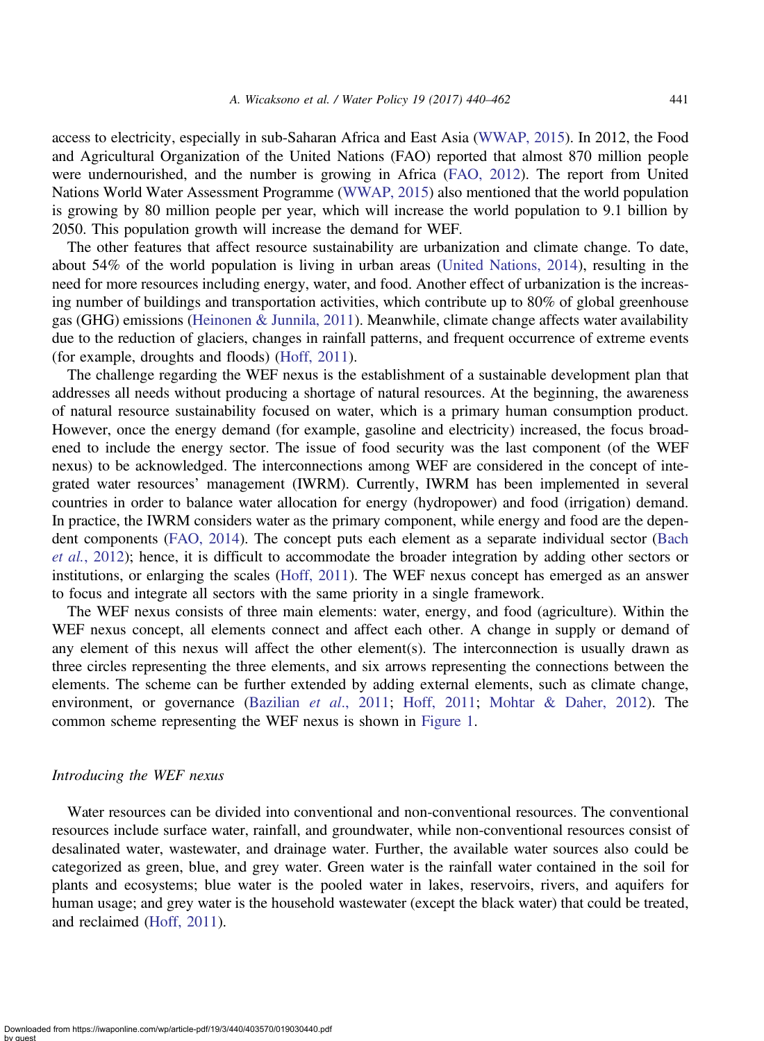access to electricity, especially in sub-Saharan Africa and East Asia (WWAP, 2015). In 2012, the Food and Agricultural Organization of the United Nations (FAO) reported that almost 870 million people were undernourished, and the number is growing in Africa (FAO, 2012). The report from United Nations World Water Assessment Programme (WWAP, 2015) also mentioned that the world population is growing by 80 million people per year, which will increase the world population to 9.1 billion by 2050. This population growth will increase the demand for WEF.

The other features that affect resource sustainability are urbanization and climate change. To date, about 54% of the world population is living in urban areas (United Nations, 2014), resulting in the need for more resources including energy, water, and food. Another effect of urbanization is the increasing number of buildings and transportation activities, which contribute up to 80% of global greenhouse gas (GHG) emissions (Heinonen & Junnila, 2011). Meanwhile, climate change affects water availability due to the reduction of glaciers, changes in rainfall patterns, and frequent occurrence of extreme events (for example, droughts and floods) (Hoff, 2011).

The challenge regarding the WEF nexus is the establishment of a sustainable development plan that addresses all needs without producing a shortage of natural resources. At the beginning, the awareness of natural resource sustainability focused on water, which is a primary human consumption product. However, once the energy demand (for example, gasoline and electricity) increased, the focus broadened to include the energy sector. The issue of food security was the last component (of the WEF nexus) to be acknowledged. The interconnections among WEF are considered in the concept of integrated water resources' management (IWRM). Currently, IWRM has been implemented in several countries in order to balance water allocation for energy (hydropower) and food (irrigation) demand. In practice, the IWRM considers water as the primary component, while energy and food are the dependent components (FAO, 2014). The concept puts each element as a separate individual sector (Bach *et al.*, 2012); hence, it is difficult to accommodate the broader integration by adding other sectors or institutions, or enlarging the scales (Hoff, 2011). The WEF nexus concept has emerged as an answer to focus and integrate all sectors with the same priority in a single framework.

The WEF nexus consists of three main elements: water, energy, and food (agriculture). Within the WEF nexus concept, all elements connect and affect each other. A change in supply or demand of any element of this nexus will affect the other element(s). The interconnection is usually drawn as three circles representing the three elements, and six arrows representing the connections between the elements. The scheme can be further extended by adding external elements, such as climate change, environment, or governance (Bazilian *et al.*, 2011; Hoff, 2011; Mohtar & Daher, 2012). The common scheme representing the WEF nexus is shown in Figure 1.

### *Introducing the WEF nexus*

Water resources can be divided into conventional and non-conventional resources. The conventional resources include surface water, rainfall, and groundwater, while non-conventional resources consist of desalinated water, wastewater, and drainage water. Further, the available water sources also could be categorized as green, blue, and grey water. Green water is the rainfall water contained in the soil for plants and ecosystems; blue water is the pooled water in lakes, reservoirs, rivers, and aquifers for human usage; and grey water is the household wastewater (except the black water) that could be treated, and reclaimed (Hoff, 2011).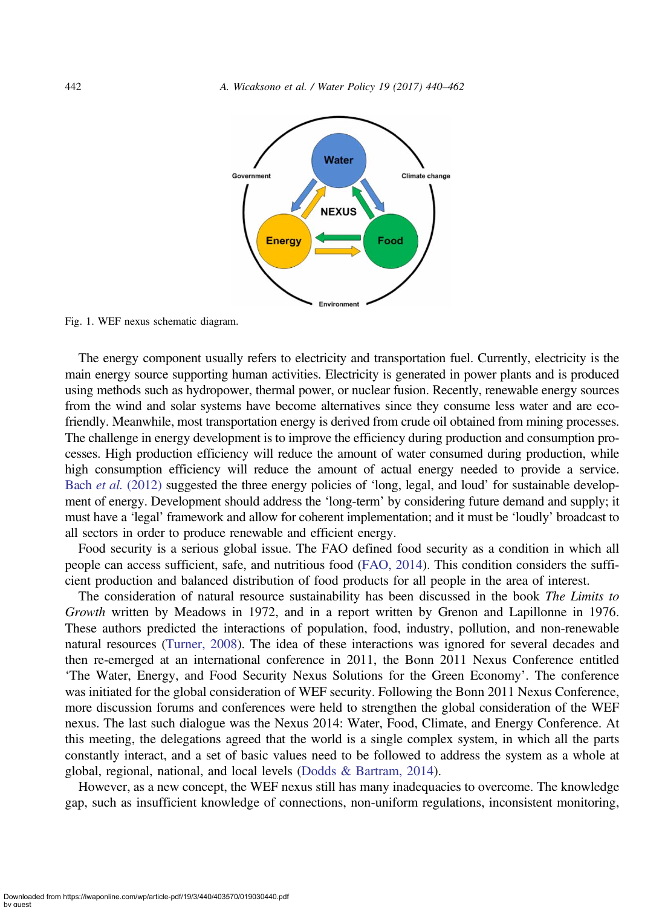Fig. 1. WEF nexus schematic diagram.

The energy component usually refers to electricity and transportation fuel. Currently, electricity is the main energy source supporting human activities. Electricity is generated in power plants and is produced using methods such as hydropower, thermal power, or nuclear fusion. Recently, renewable energy sources from the wind and solar systems have become alternatives since they consume less water and are eco-friendly. Meanwhile, most transportation energy is derived from crude oil obtained from mining processes. The challenge in energy development is to improve the efficiency during production and consumption processes. High production efficiency will reduce the amount of water consumed during production, while high consumption efficiency will reduce the amount of actual energy needed to provide a service. Bach *et al.* (2012) suggested the three energy policies of 'long, legal, and loud' for sustainable development of energy. Development should address the 'long-term' by considering future demand and supply; it must have a 'legal' framework and allow for coherent implementation; and it must be 'loudly' broadcast to all sectors in order to produce renewable and efficient energy.

Food security is a serious global issue. The FAO defined food security as a condition in which all people can access sufficient, safe, and nutritious food (FAO, 2014). This condition considers the sufficient production and balanced distribution of food products for all people in the area of interest.

The consideration of natural resource sustainability has been discussed in the book *The Limits to Growth* written by Meadows in 1972, and in a report written by Grenon and Lapillonne in 1976. These authors predicted the interactions of population, food, industry, pollution, and non-renewable natural resources (Turner, 2008). The idea of these interactions was ignored for several decades and then re-emerged at an international conference in 2011, the Bonn 2011 Nexus Conference entitled 'The Water, Energy, and Food Security Nexus Solutions for the Green Economy'. The conference was initiated for the global consideration of WEF security. Following the Bonn 2011 Nexus Conference, more discussion forums and conferences were held to strengthen the global consideration of the WEF nexus. The last such dialogue was the Nexus 2014: Water, Food, Climate, and Energy Conference. At this meeting, the delegations agreed that the world is a single complex system, in which all the parts constantly interact, and a set of basic values need to be followed to address the system as a whole at global, regional, national, and local levels (Dodds & Bartram, 2014).

However, as a new concept, the WEF nexus still has many inadequacies to overcome. The knowledge gap, such as insufficient knowledge of connections, non-uniform regulations, inconsistent monitoring,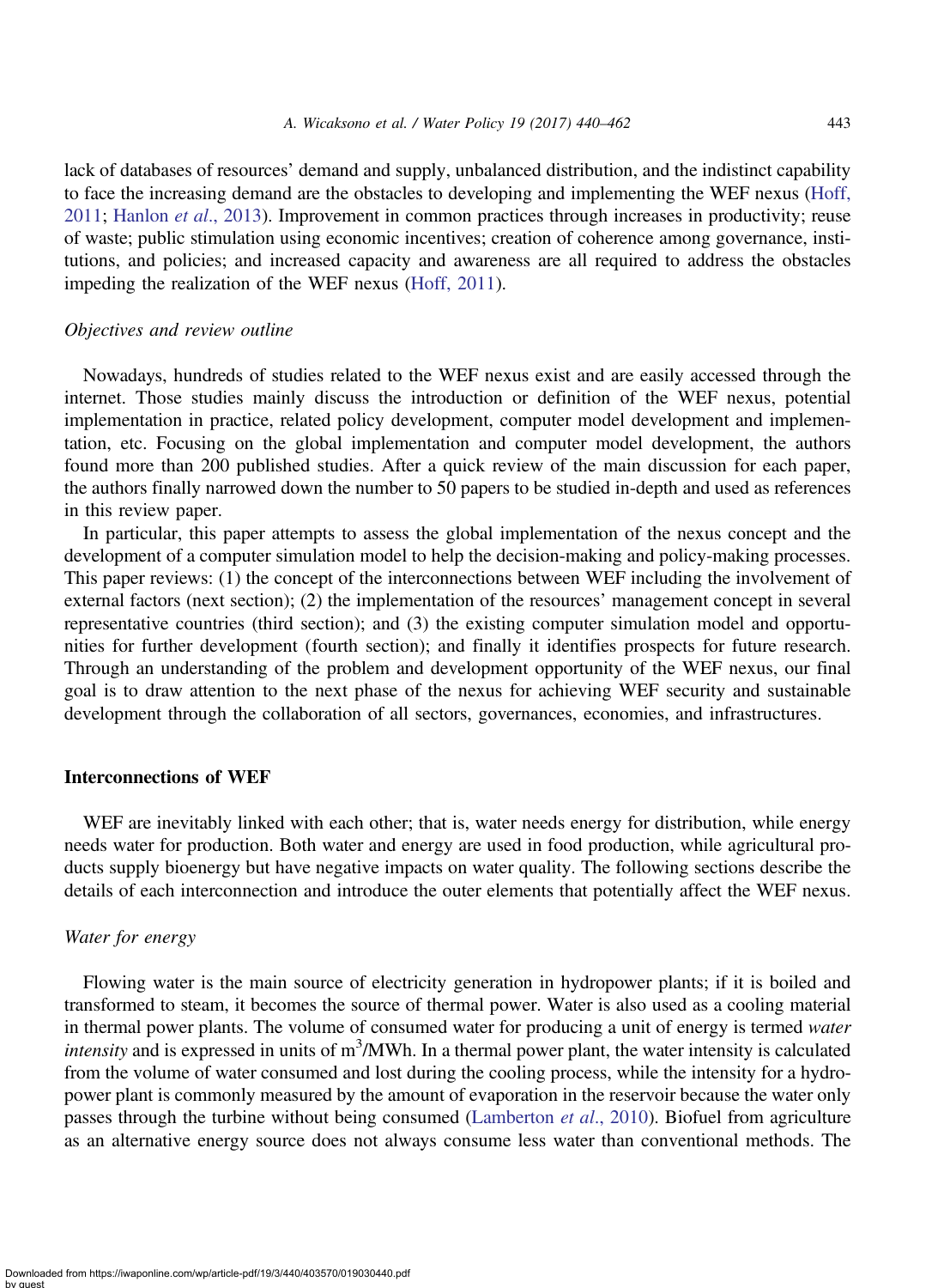lack of databases of resources' demand and supply, unbalanced distribution, and the indistinct capability to face the increasing demand are the obstacles to developing and implementing the WEF nexus (Hoff, 2011; Hanlon *et al*., 2013). Improvement in common practices through increases in productivity; reuse of waste; public stimulation using economic incentives; creation of coherence among governance, institutions, and policies; and increased capacity and awareness are all required to address the obstacles impeding the realization of the WEF nexus (Hoff, 2011).

### *Objectives and review outline*

Nowadays, hundreds of studies related to the WEF nexus exist and are easily accessed through the internet. Those studies mainly discuss the introduction or definition of the WEF nexus, potential implementation in practice, related policy development, computer model development and implementation, etc. Focusing on the global implementation and computer model development, the authors found more than 200 published studies. After a quick review of the main discussion for each paper, the authors finally narrowed down the number to 50 papers to be studied in-depth and used as references in this review paper.

In particular, this paper attempts to assess the global implementation of the nexus concept and the development of a computer simulation model to help the decision-making and policy-making processes. This paper reviews: (1) the concept of the interconnections between WEF including the involvement of external factors (next section); (2) the implementation of the resources' management concept in several representative countries (third section); and (3) the existing computer simulation model and opportunities for further development (fourth section); and finally it identifies prospects for future research. Through an understanding of the problem and development opportunity of the WEF nexus, our final goal is to draw attention to the next phase of the nexus for achieving WEF security and sustainable development through the collaboration of all sectors, governances, economies, and infrastructures.

## Interconnections of WEF

WEF are inevitably linked with each other; that is, water needs energy for distribution, while energy needs water for production. Both water and energy are used in food production, while agricultural products supply bioenergy but have negative impacts on water quality. The following sections describe the details of each interconnection and introduce the outer elements that potentially affect the WEF nexus.

### *Water for energy*

Flowing water is the main source of electricity generation in hydropower plants; if it is boiled and transformed to steam, it becomes the source of thermal power. Water is also used as a cooling material in thermal power plants. The volume of consumed water for producing a unit of energy is termed *water intensity* and is expressed in units of $m^3$/MWh. In a thermal power plant, the water intensity is calculated from the volume of water consumed and lost during the cooling process, while the intensity for a hydropower plant is commonly measured by the amount of evaporation in the reservoir because the water only passes through the turbine without being consumed (Lamberton *et al*., 2010). Biofuel from agriculture as an alternative energy source does not always consume less water than conventional methods. The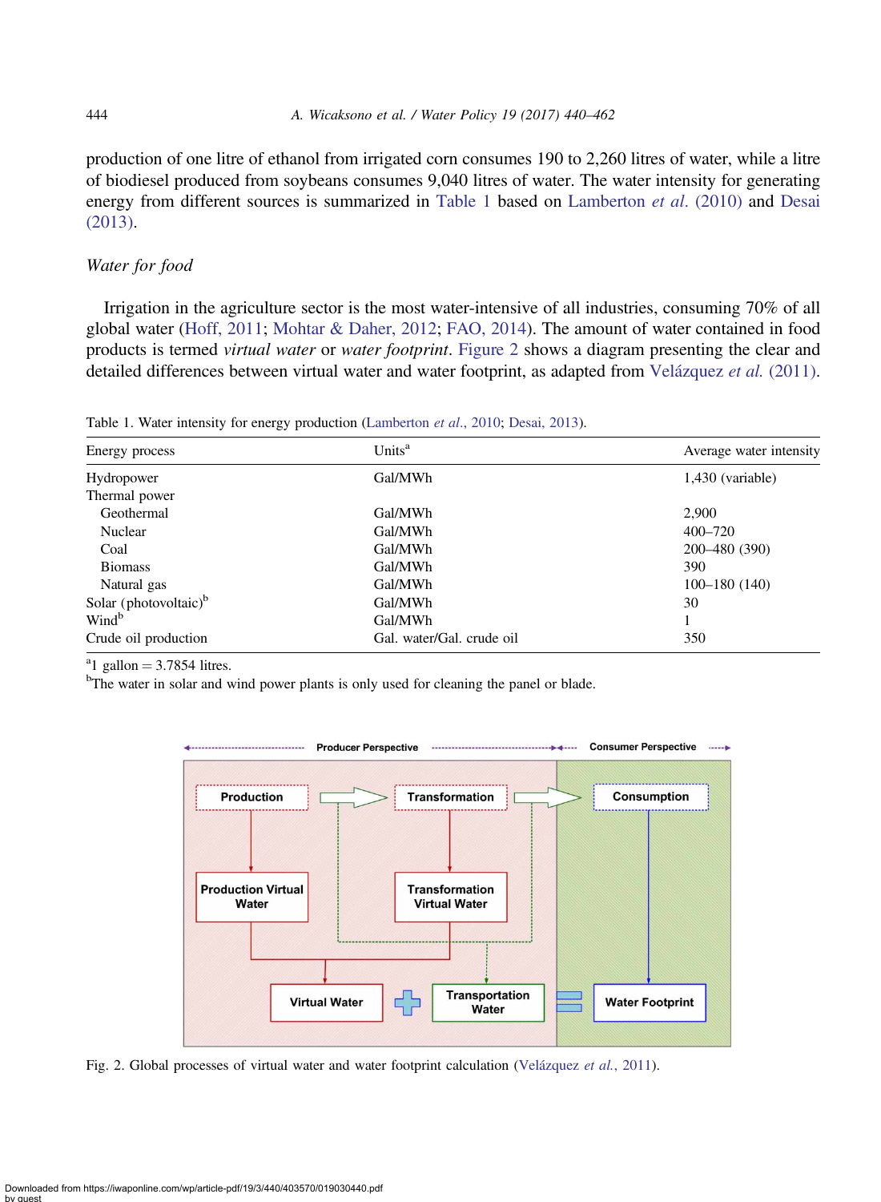production of one litre of ethanol from irrigated corn consumes 190 to 2,260 litres of water, while a litre of biodiesel produced from soybeans consumes 9,040 litres of water. The water intensity for generating energy from different sources is summarized in Table 1 based on Lamberton *et al.* (2010) and Desai (2013).

### *Water for food*

Irrigation in the agriculture sector is the most water-intensive of all industries, consuming 70% of all global water (Hoff, 2011; Mohtar & Daher, 2012; FAO, 2014). The amount of water contained in food products is termed *virtual water* or *water footprint*. Figure 2 shows a diagram presenting the clear and detailed differences between virtual water and water footprint, as adapted from Velázquez *et al.* (2011).

Table 1. Water intensity for energy production (Lamberton *et al.*, 2010; Desai, 2013).

| Energy process | Units[a] | Average water intensity |
|---|---|---|
| Hydropower | Gal/MWh | 1,430 (variable) |
| Thermal power | | |
| Geothermal | Gal/MWh | 2,900 |
| Nuclear | Gal/MWh | 400–720 |
| Coal | Gal/MWh | 200–480 (390) |
| Biomass | Gal/MWh | 390 |
| Natural gas | Gal/MWh | 100–180 (140) |
| Solar (photovoltaic)[b] | Gal/MWh | 30 |
| Wind[b] | Gal/MWh | 1 |
| Crude oil production | Gal. water/Gal. crude oil | 350 |

[a]1 gallon = 3.7854 litres.
[b]The water in solar and wind power plants is only used for cleaning the panel or blade.

Fig. 2. Global processes of virtual water and water footprint calculation (Velázquez *et al.*, 2011).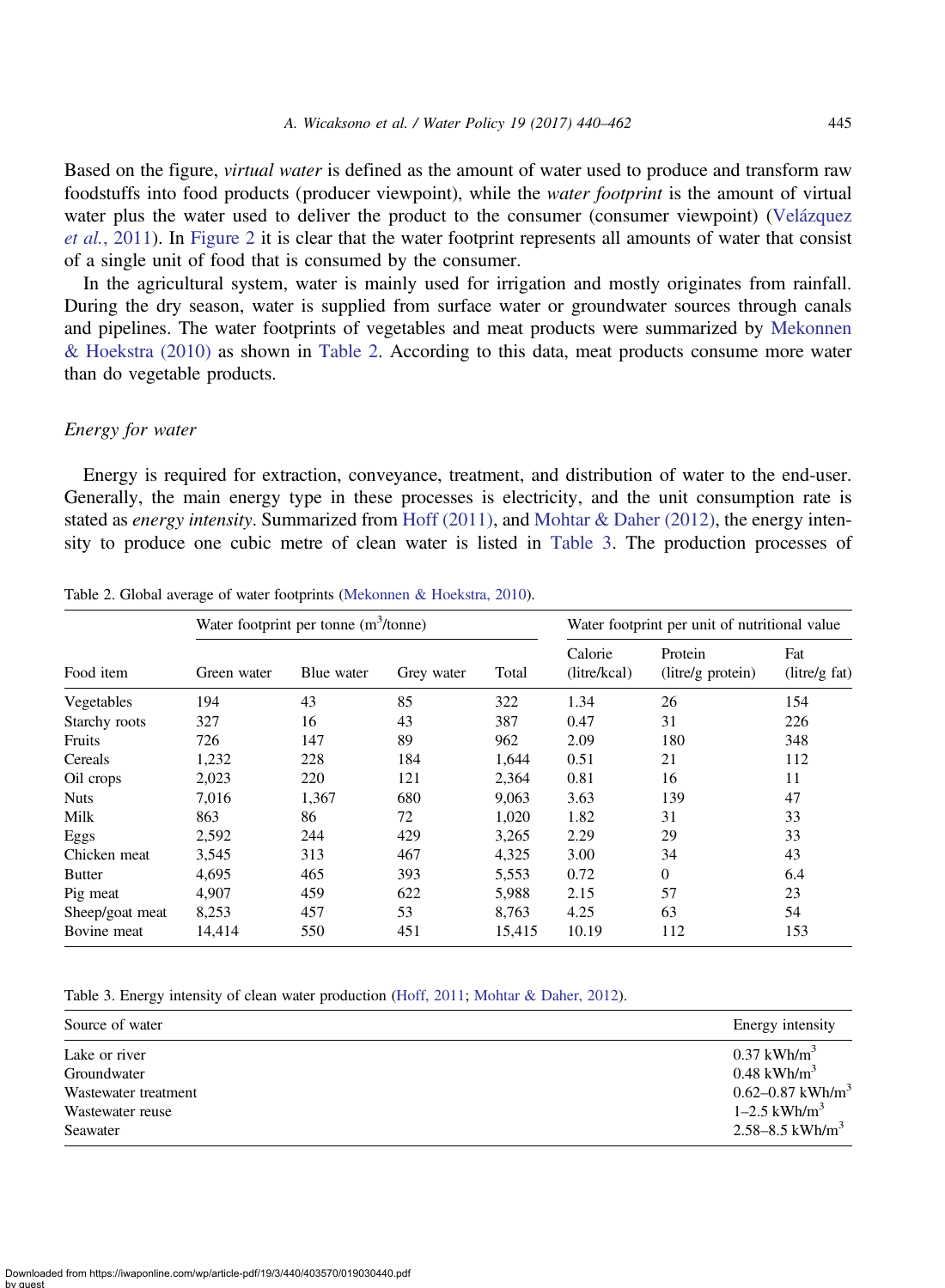Based on the figure, *virtual water* is defined as the amount of water used to produce and transform raw foodstuffs into food products (producer viewpoint), while the *water footprint* is the amount of virtual water plus the water used to deliver the product to the consumer (consumer viewpoint) (Velázquez *et al.*, 2011). In Figure 2 it is clear that the water footprint represents all amounts of water that consist of a single unit of food that is consumed by the consumer.

In the agricultural system, water is mainly used for irrigation and mostly originates from rainfall. During the dry season, water is supplied from surface water or groundwater sources through canals and pipelines. The water footprints of vegetables and meat products were summarized by Mekonnen & Hoekstra (2010) as shown in Table 2. According to this data, meat products consume more water than do vegetable products.

### *Energy for water*

Energy is required for extraction, conveyance, treatment, and distribution of water to the end-user. Generally, the main energy type in these processes is electricity, and the unit consumption rate is stated as *energy intensity*. Summarized from Hoff (2011), and Mohtar & Daher (2012), the energy intensity to produce one cubic metre of clean water is listed in Table 3. The production processes of

Table 2. Global average of water footprints (Mekonnen & Hoekstra, 2010).

| Food item | Water footprint per tonne ($m^3$/tonne) | | | | Water footprint per unit of nutritional value | | |
|---|---|---|---|---|---|---|---|
| | Green water | Blue water | Grey water | Total | Calorie (litre/kcal) | Protein (litre/g protein) | Fat (litre/g fat) |
| Vegetables | 194 | 43 | 85 | 322 | 1.34 | 26 | 154 |
| Starchy roots | 327 | 16 | 43 | 387 | 0.47 | 31 | 226 |
| Fruits | 726 | 147 | 89 | 962 | 2.09 | 180 | 348 |
| Cereals | 1,232 | 228 | 184 | 1,644 | 0.51 | 21 | 112 |
| Oil crops | 2,023 | 220 | 121 | 2,364 | 0.81 | 16 | 11 |
| Nuts | 7,016 | 1,367 | 680 | 9,063 | 3.63 | 139 | 47 |
| Milk | 863 | 86 | 72 | 1,020 | 1.82 | 31 | 33 |
| Eggs | 2,592 | 244 | 429 | 3,265 | 2.29 | 29 | 33 |
| Chicken meat | 3,545 | 313 | 467 | 4,325 | 3.00 | 34 | 43 |
| Butter | 4,695 | 465 | 393 | 5,553 | 0.72 | 0 | 6.4 |
| Pig meat | 4,907 | 459 | 622 | 5,988 | 2.15 | 57 | 23 |
| Sheep/goat meat | 8,253 | 457 | 53 | 8,763 | 4.25 | 63 | 54 |
| Bovine meat | 14,414 | 550 | 451 | 15,415 | 10.19 | 112 | 153 |

Table 3. Energy intensity of clean water production (Hoff, 2011; Mohtar & Daher, 2012).

| Source of water | Energy intensity |
|---|---|
| Lake or river | 0.37 kWh/$m^3$ |
| Groundwater | 0.48 kWh/$m^3$ |
| Wastewater treatment | 0.62–0.87 kWh/$m^3$ |
| Wastewater reuse | 1–2.5 kWh/$m^3$ |
| Seawater | 2.58–8.5 kWh/$m^3$ |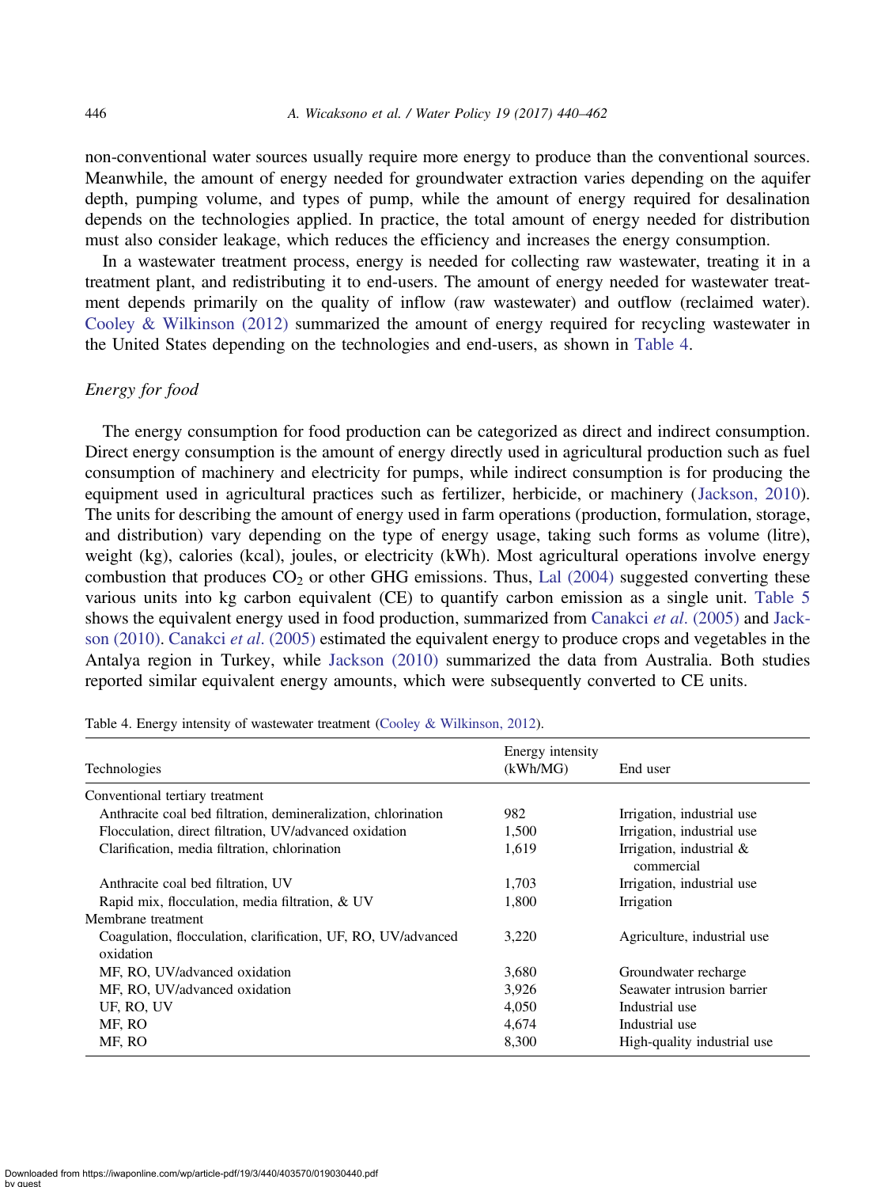non-conventional water sources usually require more energy to produce than the conventional sources. Meanwhile, the amount of energy needed for groundwater extraction varies depending on the aquifer depth, pumping volume, and types of pump, while the amount of energy required for desalination depends on the technologies applied. In practice, the total amount of energy needed for distribution must also consider leakage, which reduces the efficiency and increases the energy consumption.

In a wastewater treatment process, energy is needed for collecting raw wastewater, treating it in a treatment plant, and redistributing it to end-users. The amount of energy needed for wastewater treatment depends primarily on the quality of inflow (raw wastewater) and outflow (reclaimed water). Cooley & Wilkinson (2012) summarized the amount of energy required for recycling wastewater in the United States depending on the technologies and end-users, as shown in Table 4.

### *Energy for food*

The energy consumption for food production can be categorized as direct and indirect consumption. Direct energy consumption is the amount of energy directly used in agricultural production such as fuel consumption of machinery and electricity for pumps, while indirect consumption is for producing the equipment used in agricultural practices such as fertilizer, herbicide, or machinery (Jackson, 2010). The units for describing the amount of energy used in farm operations (production, formulation, storage, and distribution) vary depending on the type of energy usage, taking such forms as volume (litre), weight (kg), calories (kcal), joules, or electricity (kWh). Most agricultural operations involve energy combustion that produces $CO_2$ or other GHG emissions. Thus, Lal (2004) suggested converting these various units into kg carbon equivalent (CE) to quantify carbon emission as a single unit. Table 5 shows the equivalent energy used in food production, summarized from Canakci *et al.* (2005) and Jackson (2010). Canakci *et al.* (2005) estimated the equivalent energy to produce crops and vegetables in the Antalya region in Turkey, while Jackson (2010) summarized the data from Australia. Both studies reported similar equivalent energy amounts, which were subsequently converted to CE units.

Table 4. Energy intensity of wastewater treatment (Cooley & Wilkinson, 2012).

| Technologies | Energy intensity (kWh/MG) | End user |
|---|---|---|
| Conventional tertiary treatment | | |
| Anthracite coal bed filtration, demineralization, chlorination | 982 | Irrigation, industrial use |
| Flocculation, direct filtration, UV/advanced oxidation | 1,500 | Irrigation, industrial use |
| Clarification, media filtration, chlorination | 1,619 | Irrigation, industrial & commercial |
| Anthracite coal bed filtration, UV | 1,703 | Irrigation, industrial use |
| Rapid mix, flocculation, media filtration, & UV | 1,800 | Irrigation |
| Membrane treatment | | |
| Coagulation, flocculation, clarification, UF, RO, UV/advanced oxidation | 3,220 | Agriculture, industrial use |
| MF, RO, UV/advanced oxidation | 3,680 | Groundwater recharge |
| MF, RO, UV/advanced oxidation | 3,926 | Seawater intrusion barrier |
| UF, RO, UV | 4,050 | Industrial use |
| MF, RO | 4,674 | Industrial use |
| MF, RO | 8,300 | High-quality industrial use |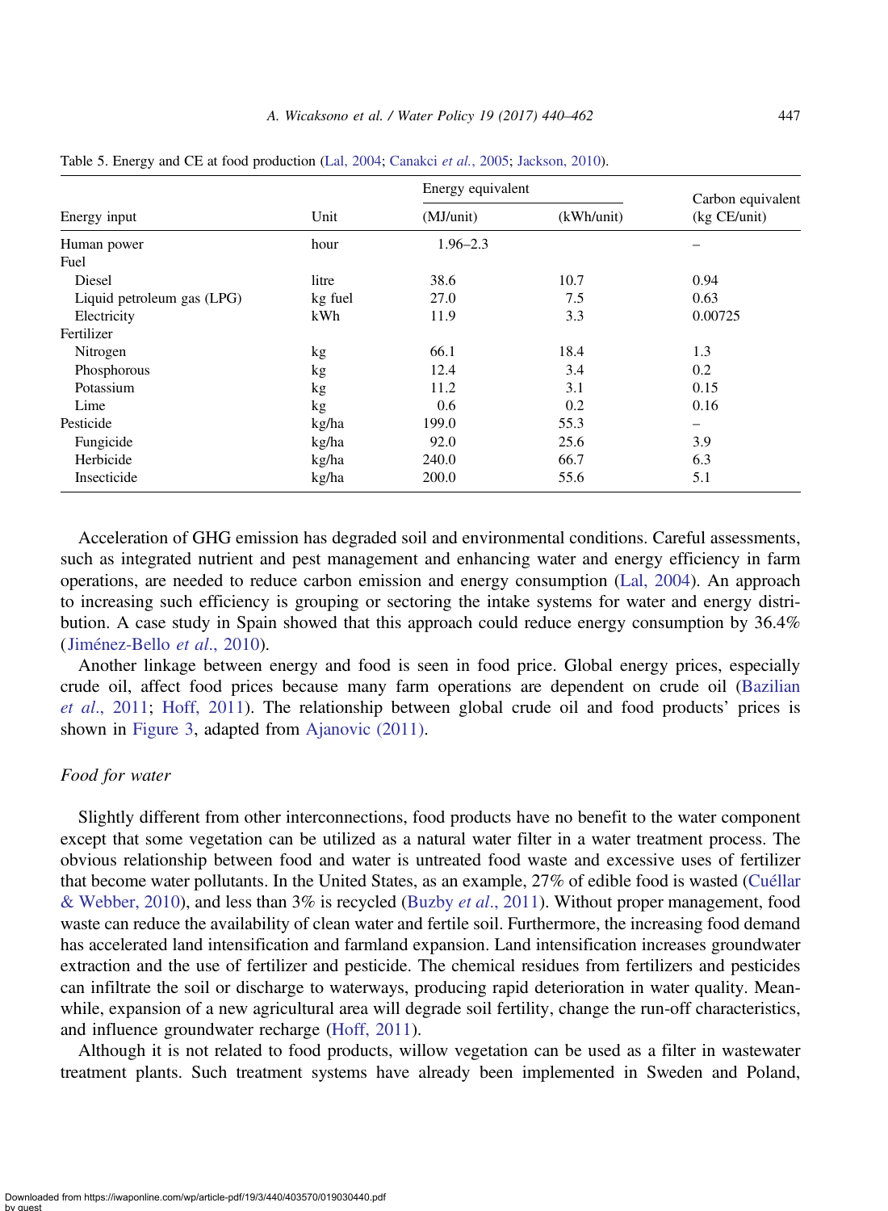Table 5. Energy and CE at food production (Lal, 2004; Canakci *et al.*, 2005; Jackson, 2010).

| Energy input | Unit | Energy equivalent (MJ/unit) | (kWh/unit) | Carbon equivalent (kg CE/unit) |
|---|---|---|---|---|
| Human power | hour | 1.96–2.3 | | – |
| Fuel | | | | |
| Diesel | litre | 38.6 | 10.7 | 0.94 |
| Liquid petroleum gas (LPG) | kg fuel | 27.0 | 7.5 | 0.63 |
| Electricity | kWh | 11.9 | 3.3 | 0.00725 |
| Fertilizer | | | | |
| Nitrogen | kg | 66.1 | 18.4 | 1.3 |
| Phosphorous | kg | 12.4 | 3.4 | 0.2 |
| Potassium | kg | 11.2 | 3.1 | 0.15 |
| Lime | kg | 0.6 | 0.2 | 0.16 |
| Pesticide | kg/ha | 199.0 | 55.3 | – |
| Fungicide | kg/ha | 92.0 | 25.6 | 3.9 |
| Herbicide | kg/ha | 240.0 | 66.7 | 6.3 |
| Insecticide | kg/ha | 200.0 | 55.6 | 5.1 |

Acceleration of GHG emission has degraded soil and environmental conditions. Careful assessments, such as integrated nutrient and pest management and enhancing water and energy efficiency in farm operations, are needed to reduce carbon emission and energy consumption (Lal, 2004). An approach to increasing such efficiency is grouping or sectoring the intake systems for water and energy distribution. A case study in Spain showed that this approach could reduce energy consumption by 36.4% (Jiménez-Bello *et al.*, 2010).

Another linkage between energy and food is seen in food price. Global energy prices, especially crude oil, affect food prices because many farm operations are dependent on crude oil (Bazilian *et al.*, 2011; Hoff, 2011). The relationship between global crude oil and food products' prices is shown in Figure 3, adapted from Ajanovic (2011).

### *Food for water*

Slightly different from other interconnections, food products have no benefit to the water component except that some vegetation can be utilized as a natural water filter in a water treatment process. The obvious relationship between food and water is untreated food waste and excessive uses of fertilizer that become water pollutants. In the United States, as an example, 27% of edible food is wasted (Cuéllar & Webber, 2010), and less than 3% is recycled (Buzby *et al.*, 2011). Without proper management, food waste can reduce the availability of clean water and fertile soil. Furthermore, the increasing food demand has accelerated land intensification and farmland expansion. Land intensification increases groundwater extraction and the use of fertilizer and pesticide. The chemical residues from fertilizers and pesticides can infiltrate the soil or discharge to waterways, producing rapid deterioration in water quality. Meanwhile, expansion of a new agricultural area will degrade soil fertility, change the run-off characteristics, and influence groundwater recharge (Hoff, 2011).

Although it is not related to food products, willow vegetation can be used as a filter in wastewater treatment plants. Such treatment systems have already been implemented in Sweden and Poland,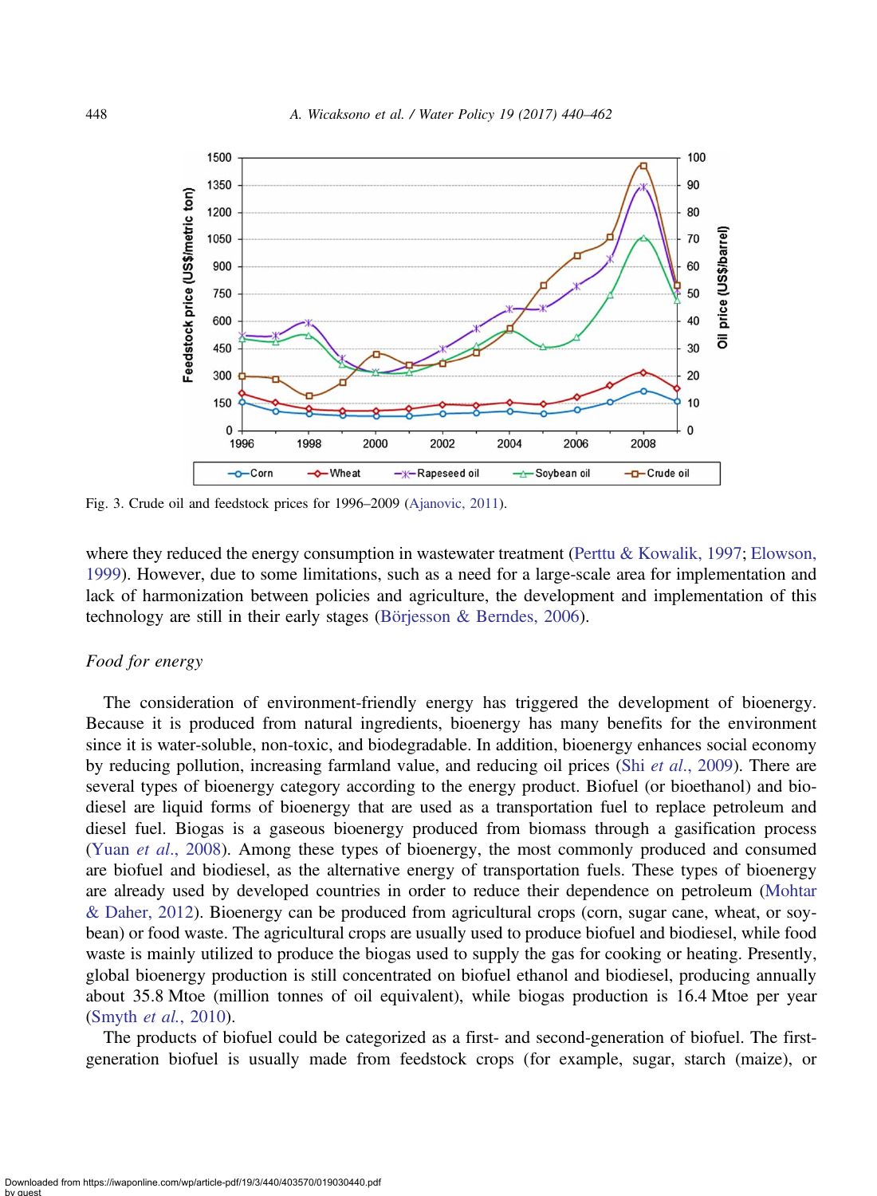Fig. 3. Crude oil and feedstock prices for 1996–2009 (Ajanovic, 2011).

where they reduced the energy consumption in wastewater treatment (Perttu & Kowalik, 1997; Elowson, 1999). However, due to some limitations, such as a need for a large-scale area for implementation and lack of harmonization between policies and agriculture, the development and implementation of this technology are still in their early stages (Börjesson & Berndes, 2006).

### *Food for energy*

The consideration of environment-friendly energy has triggered the development of bioenergy. Because it is produced from natural ingredients, bioenergy has many benefits for the environment since it is water-soluble, non-toxic, and biodegradable. In addition, bioenergy enhances social economy by reducing pollution, increasing farmland value, and reducing oil prices (Shi *et al.*, 2009). There are several types of bioenergy category according to the energy product. Biofuel (or bioethanol) and biodiesel are liquid forms of bioenergy that are used as a transportation fuel to replace petroleum and diesel fuel. Biogas is a gaseous bioenergy produced from biomass through a gasification process (Yuan *et al.*, 2008). Among these types of bioenergy, the most commonly produced and consumed are biofuel and biodiesel, as the alternative energy of transportation fuels. These types of bioenergy are already used by developed countries in order to reduce their dependence on petroleum (Mohtar & Daher, 2012). Bioenergy can be produced from agricultural crops (corn, sugar cane, wheat, or soybean) or food waste. The agricultural crops are usually used to produce biofuel and biodiesel, while food waste is mainly utilized to produce the biogas used to supply the gas for cooking or heating. Presently, global bioenergy production is still concentrated on biofuel ethanol and biodiesel, producing annually about 35.8 Mtoe (million tonnes of oil equivalent), while biogas production is 16.4 Mtoe per year (Smyth *et al.*, 2010).

The products of biofuel could be categorized as a first- and second-generation of biofuel. The first-generation biofuel is usually made from feedstock crops (for example, sugar, starch (maize), or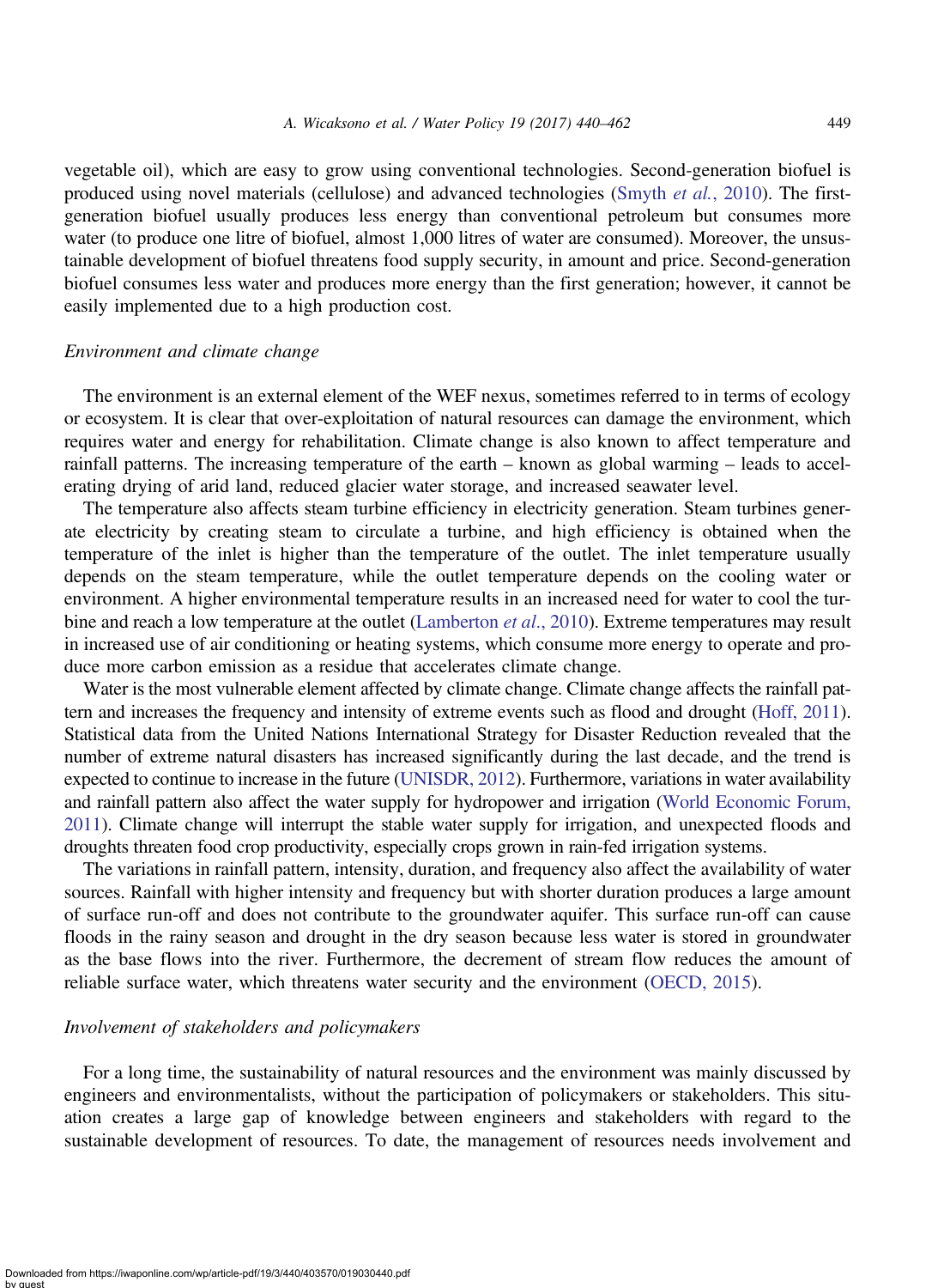vegetable oil), which are easy to grow using conventional technologies. Second-generation biofuel is produced using novel materials (cellulose) and advanced technologies (Smyth *et al.*, 2010). The first-generation biofuel usually produces less energy than conventional petroleum but consumes more water (to produce one litre of biofuel, almost 1,000 litres of water are consumed). Moreover, the unsustainable development of biofuel threatens food supply security, in amount and price. Second-generation biofuel consumes less water and produces more energy than the first generation; however, it cannot be easily implemented due to a high production cost.

### *Environment and climate change*

The environment is an external element of the WEF nexus, sometimes referred to in terms of ecology or ecosystem. It is clear that over-exploitation of natural resources can damage the environment, which requires water and energy for rehabilitation. Climate change is also known to affect temperature and rainfall patterns. The increasing temperature of the earth – known as global warming – leads to accelerating drying of arid land, reduced glacier water storage, and increased seawater level.

The temperature also affects steam turbine efficiency in electricity generation. Steam turbines generate electricity by creating steam to circulate a turbine, and high efficiency is obtained when the temperature of the inlet is higher than the temperature of the outlet. The inlet temperature usually depends on the steam temperature, while the outlet temperature depends on the cooling water or environment. A higher environmental temperature results in an increased need for water to cool the turbine and reach a low temperature at the outlet (Lamberton *et al.*, 2010). Extreme temperatures may result in increased use of air conditioning or heating systems, which consume more energy to operate and produce more carbon emission as a residue that accelerates climate change.

Water is the most vulnerable element affected by climate change. Climate change affects the rainfall pattern and increases the frequency and intensity of extreme events such as flood and drought (Hoff, 2011). Statistical data from the United Nations International Strategy for Disaster Reduction revealed that the number of extreme natural disasters has increased significantly during the last decade, and the trend is expected to continue to increase in the future (UNISDR, 2012). Furthermore, variations in water availability and rainfall pattern also affect the water supply for hydropower and irrigation (World Economic Forum, 2011). Climate change will interrupt the stable water supply for irrigation, and unexpected floods and droughts threaten food crop productivity, especially crops grown in rain-fed irrigation systems.

The variations in rainfall pattern, intensity, duration, and frequency also affect the availability of water sources. Rainfall with higher intensity and frequency but with shorter duration produces a large amount of surface run-off and does not contribute to the groundwater aquifer. This surface run-off can cause floods in the rainy season and drought in the dry season because less water is stored in groundwater as the base flows into the river. Furthermore, the decrement of stream flow reduces the amount of reliable surface water, which threatens water security and the environment (OECD, 2015).

### *Involvement of stakeholders and policymakers*

For a long time, the sustainability of natural resources and the environment was mainly discussed by engineers and environmentalists, without the participation of policymakers or stakeholders. This situation creates a large gap of knowledge between engineers and stakeholders with regard to the sustainable development of resources. To date, the management of resources needs involvement and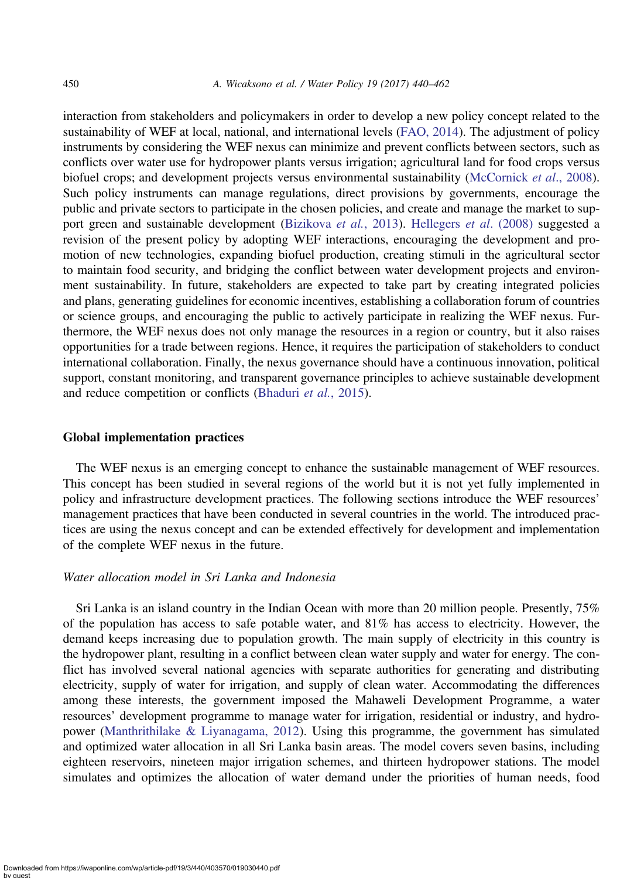interaction from stakeholders and policymakers in order to develop a new policy concept related to the sustainability of WEF at local, national, and international levels (FAO, 2014). The adjustment of policy instruments by considering the WEF nexus can minimize and prevent conflicts between sectors, such as conflicts over water use for hydropower plants versus irrigation; agricultural land for food crops versus biofuel crops; and development projects versus environmental sustainability (McCornick *et al*., 2008). Such policy instruments can manage regulations, direct provisions by governments, encourage the public and private sectors to participate in the chosen policies, and create and manage the market to support green and sustainable development (Bizikova *et al.*, 2013). Hellegers *et al*. (2008) suggested a revision of the present policy by adopting WEF interactions, encouraging the development and promotion of new technologies, expanding biofuel production, creating stimuli in the agricultural sector to maintain food security, and bridging the conflict between water development projects and environment sustainability. In future, stakeholders are expected to take part by creating integrated policies and plans, generating guidelines for economic incentives, establishing a collaboration forum of countries or science groups, and encouraging the public to actively participate in realizing the WEF nexus. Furthermore, the WEF nexus does not only manage the resources in a region or country, but it also raises opportunities for a trade between regions. Hence, it requires the participation of stakeholders to conduct international collaboration. Finally, the nexus governance should have a continuous innovation, political support, constant monitoring, and transparent governance principles to achieve sustainable development and reduce competition or conflicts (Bhaduri *et al.*, 2015).

## Global implementation practices

The WEF nexus is an emerging concept to enhance the sustainable management of WEF resources. This concept has been studied in several regions of the world but it is not yet fully implemented in policy and infrastructure development practices. The following sections introduce the WEF resources' management practices that have been conducted in several countries in the world. The introduced practices are using the nexus concept and can be extended effectively for development and implementation of the complete WEF nexus in the future.

### *Water allocation model in Sri Lanka and Indonesia*

Sri Lanka is an island country in the Indian Ocean with more than 20 million people. Presently, 75% of the population has access to safe potable water, and 81% has access to electricity. However, the demand keeps increasing due to population growth. The main supply of electricity in this country is the hydropower plant, resulting in a conflict between clean water supply and water for energy. The conflict has involved several national agencies with separate authorities for generating and distributing electricity, supply of water for irrigation, and supply of clean water. Accommodating the differences among these interests, the government imposed the Mahaweli Development Programme, a water resources' development programme to manage water for irrigation, residential or industry, and hydropower (Manthrithilake & Liyanagama, 2012). Using this programme, the government has simulated and optimized water allocation in all Sri Lanka basin areas. The model covers seven basins, including eighteen reservoirs, nineteen major irrigation schemes, and thirteen hydropower stations. The model simulates and optimizes the allocation of water demand under the priorities of human needs, food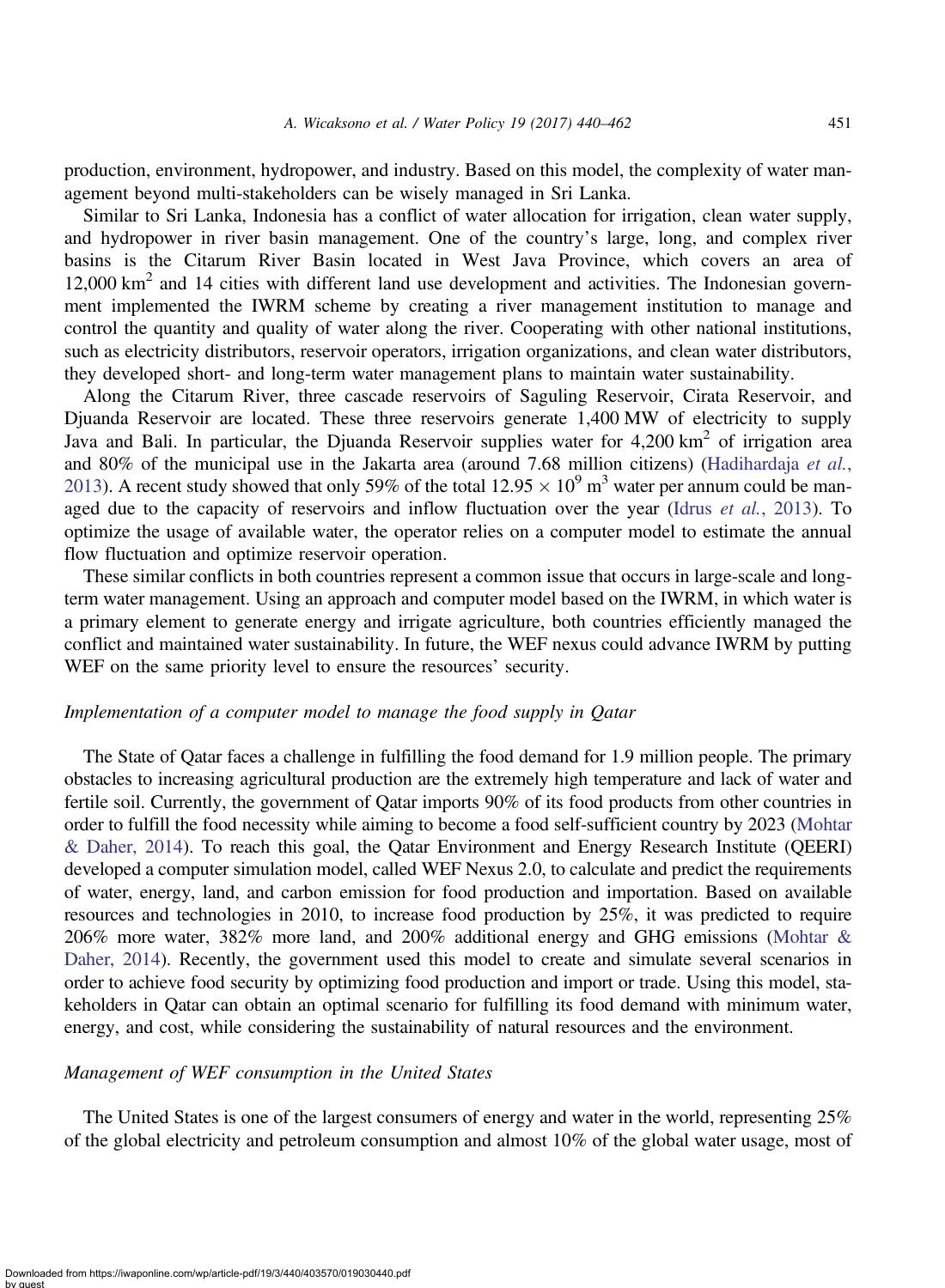production, environment, hydropower, and industry. Based on this model, the complexity of water management beyond multi-stakeholders can be wisely managed in Sri Lanka.

Similar to Sri Lanka, Indonesia has a conflict of water allocation for irrigation, clean water supply, and hydropower in river basin management. One of the country's large, long, and complex river basins is the Citarum River Basin located in West Java Province, which covers an area of 12,000 $km^2$ and 14 cities with different land use development and activities. The Indonesian government implemented the IWRM scheme by creating a river management institution to manage and control the quantity and quality of water along the river. Cooperating with other national institutions, such as electricity distributors, reservoir operators, irrigation organizations, and clean water distributors, they developed short- and long-term water management plans to maintain water sustainability.

Along the Citarum River, three cascade reservoirs of Saguling Reservoir, Cirata Reservoir, and Djuanda Reservoir are located. These three reservoirs generate 1,400 MW of electricity to supply Java and Bali. In particular, the Djuanda Reservoir supplies water for 4,200 $km^2$ of irrigation area and 80% of the municipal use in the Jakarta area (around 7.68 million citizens) (Hadihardaja *et al.*, 2013). A recent study showed that only 59% of the total $12.95 \times 10^9$ $m^3$ water per annum could be managed due to the capacity of reservoirs and inflow fluctuation over the year (Idrus *et al.*, 2013). To optimize the usage of available water, the operator relies on a computer model to estimate the annual flow fluctuation and optimize reservoir operation.

These similar conflicts in both countries represent a common issue that occurs in large-scale and long-term water management. Using an approach and computer model based on the IWRM, in which water is a primary element to generate energy and irrigate agriculture, both countries efficiently managed the conflict and maintained water sustainability. In future, the WEF nexus could advance IWRM by putting WEF on the same priority level to ensure the resources' security.

### *Implementation of a computer model to manage the food supply in Qatar*

The State of Qatar faces a challenge in fulfilling the food demand for 1.9 million people. The primary obstacles to increasing agricultural production are the extremely high temperature and lack of water and fertile soil. Currently, the government of Qatar imports 90% of its food products from other countries in order to fulfill the food necessity while aiming to become a food self-sufficient country by 2023 (Mohtar & Daher, 2014). To reach this goal, the Qatar Environment and Energy Research Institute (QEERI) developed a computer simulation model, called WEF Nexus 2.0, to calculate and predict the requirements of water, energy, land, and carbon emission for food production and importation. Based on available resources and technologies in 2010, to increase food production by 25%, it was predicted to require 206% more water, 382% more land, and 200% additional energy and GHG emissions (Mohtar & Daher, 2014). Recently, the government used this model to create and simulate several scenarios in order to achieve food security by optimizing food production and import or trade. Using this model, stakeholders in Qatar can obtain an optimal scenario for fulfilling its food demand with minimum water, energy, and cost, while considering the sustainability of natural resources and the environment.

### *Management of WEF consumption in the United States*

The United States is one of the largest consumers of energy and water in the world, representing 25% of the global electricity and petroleum consumption and almost 10% of the global water usage, most of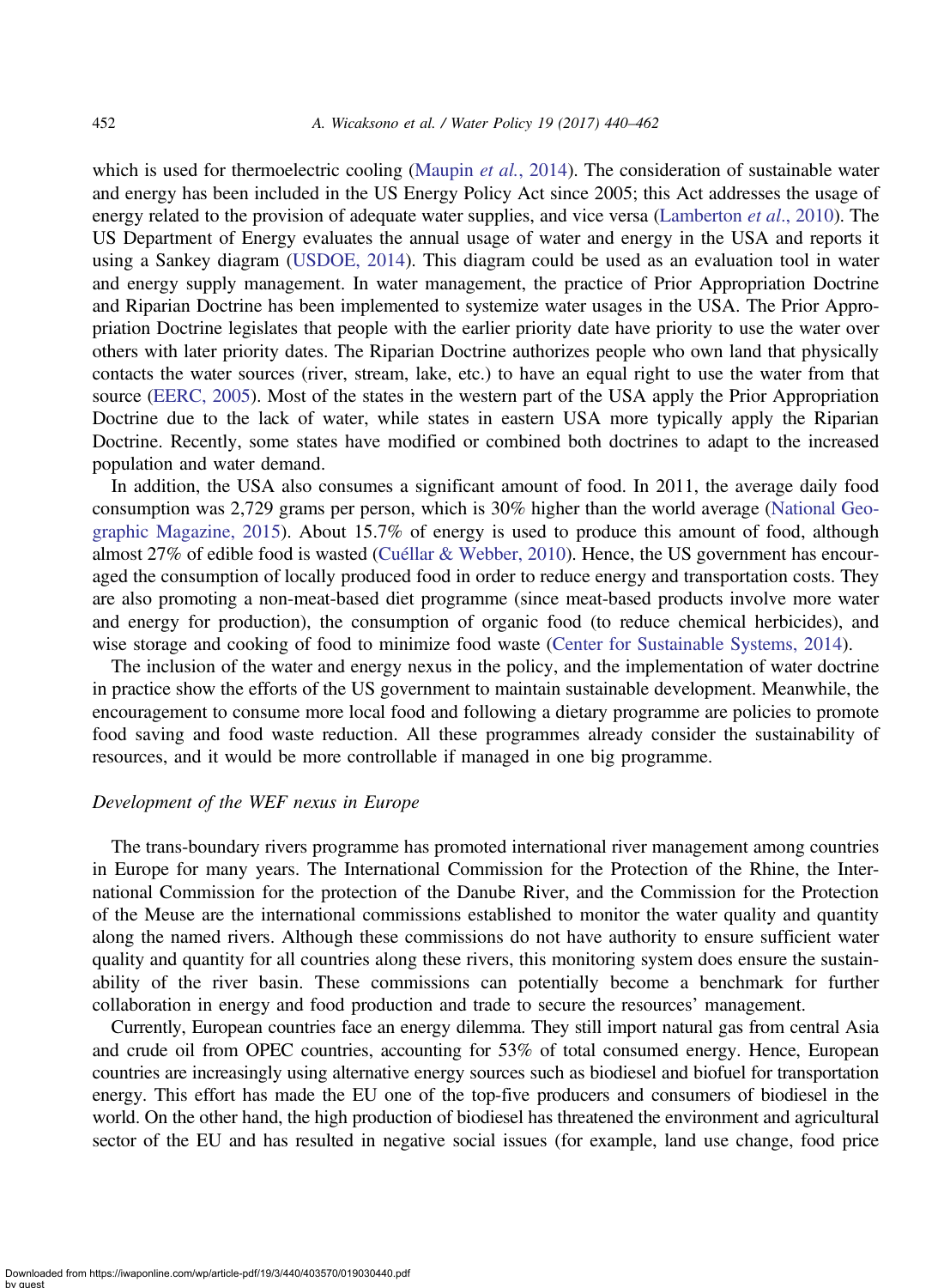which is used for thermoelectric cooling (Maupin *et al.*, 2014). The consideration of sustainable water and energy has been included in the US Energy Policy Act since 2005; this Act addresses the usage of energy related to the provision of adequate water supplies, and vice versa (Lamberton *et al.*, 2010). The US Department of Energy evaluates the annual usage of water and energy in the USA and reports it using a Sankey diagram (USDOE, 2014). This diagram could be used as an evaluation tool in water and energy supply management. In water management, the practice of Prior Appropriation Doctrine and Riparian Doctrine has been implemented to systemize water usages in the USA. The Prior Appropriation Doctrine legislates that people with the earlier priority date have priority to use the water over others with later priority dates. The Riparian Doctrine authorizes people who own land that physically contacts the water sources (river, stream, lake, etc.) to have an equal right to use the water from that source (EERC, 2005). Most of the states in the western part of the USA apply the Prior Appropriation Doctrine due to the lack of water, while states in eastern USA more typically apply the Riparian Doctrine. Recently, some states have modified or combined both doctrines to adapt to the increased population and water demand.

In addition, the USA also consumes a significant amount of food. In 2011, the average daily food consumption was 2,729 grams per person, which is 30% higher than the world average (National Geographic Magazine, 2015). About 15.7% of energy is used to produce this amount of food, although almost 27% of edible food is wasted (Cuéllar & Webber, 2010). Hence, the US government has encouraged the consumption of locally produced food in order to reduce energy and transportation costs. They are also promoting a non-meat-based diet programme (since meat-based products involve more water and energy for production), the consumption of organic food (to reduce chemical herbicides), and wise storage and cooking of food to minimize food waste (Center for Sustainable Systems, 2014).

The inclusion of the water and energy nexus in the policy, and the implementation of water doctrine in practice show the efforts of the US government to maintain sustainable development. Meanwhile, the encouragement to consume more local food and following a dietary programme are policies to promote food saving and food waste reduction. All these programmes already consider the sustainability of resources, and it would be more controllable if managed in one big programme.

### *Development of the WEF nexus in Europe*

The trans-boundary rivers programme has promoted international river management among countries in Europe for many years. The International Commission for the Protection of the Rhine, the International Commission for the protection of the Danube River, and the Commission for the Protection of the Meuse are the international commissions established to monitor the water quality and quantity along the named rivers. Although these commissions do not have authority to ensure sufficient water quality and quantity for all countries along these rivers, this monitoring system does ensure the sustainability of the river basin. These commissions can potentially become a benchmark for further collaboration in energy and food production and trade to secure the resources' management.

Currently, European countries face an energy dilemma. They still import natural gas from central Asia and crude oil from OPEC countries, accounting for 53% of total consumed energy. Hence, European countries are increasingly using alternative energy sources such as biodiesel and biofuel for transportation energy. This effort has made the EU one of the top-five producers and consumers of biodiesel in the world. On the other hand, the high production of biodiesel has threatened the environment and agricultural sector of the EU and has resulted in negative social issues (for example, land use change, food price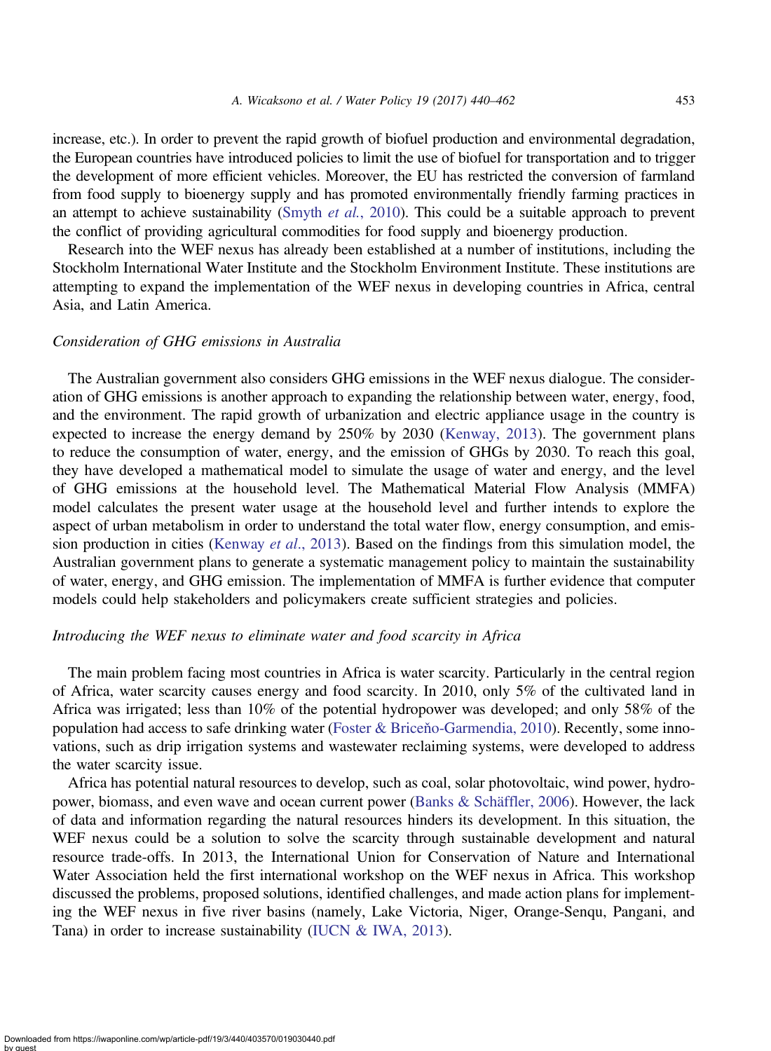increase, etc.). In order to prevent the rapid growth of biofuel production and environmental degradation, the European countries have introduced policies to limit the use of biofuel for transportation and to trigger the development of more efficient vehicles. Moreover, the EU has restricted the conversion of farmland from food supply to bioenergy supply and has promoted environmentally friendly farming practices in an attempt to achieve sustainability (Smyth *et al.*, 2010). This could be a suitable approach to prevent the conflict of providing agricultural commodities for food supply and bioenergy production.

Research into the WEF nexus has already been established at a number of institutions, including the Stockholm International Water Institute and the Stockholm Environment Institute. These institutions are attempting to expand the implementation of the WEF nexus in developing countries in Africa, central Asia, and Latin America.

### *Consideration of GHG emissions in Australia*

The Australian government also considers GHG emissions in the WEF nexus dialogue. The consideration of GHG emissions is another approach to expanding the relationship between water, energy, food, and the environment. The rapid growth of urbanization and electric appliance usage in the country is expected to increase the energy demand by 250% by 2030 (Kenway, 2013). The government plans to reduce the consumption of water, energy, and the emission of GHGs by 2030. To reach this goal, they have developed a mathematical model to simulate the usage of water and energy, and the level of GHG emissions at the household level. The Mathematical Material Flow Analysis (MMFA) model calculates the present water usage at the household level and further intends to explore the aspect of urban metabolism in order to understand the total water flow, energy consumption, and emission production in cities (Kenway *et al.*, 2013). Based on the findings from this simulation model, the Australian government plans to generate a systematic management policy to maintain the sustainability of water, energy, and GHG emission. The implementation of MMFA is further evidence that computer models could help stakeholders and policymakers create sufficient strategies and policies.

### *Introducing the WEF nexus to eliminate water and food scarcity in Africa*

The main problem facing most countries in Africa is water scarcity. Particularly in the central region of Africa, water scarcity causes energy and food scarcity. In 2010, only 5% of the cultivated land in Africa was irrigated; less than 10% of the potential hydropower was developed; and only 58% of the population had access to safe drinking water (Foster & Briceño-Garmendia, 2010). Recently, some innovations, such as drip irrigation systems and wastewater reclaiming systems, were developed to address the water scarcity issue.

Africa has potential natural resources to develop, such as coal, solar photovoltaic, wind power, hydropower, biomass, and even wave and ocean current power (Banks & Schäffler, 2006). However, the lack of data and information regarding the natural resources hinders its development. In this situation, the WEF nexus could be a solution to solve the scarcity through sustainable development and natural resource trade-offs. In 2013, the International Union for Conservation of Nature and International Water Association held the first international workshop on the WEF nexus in Africa. This workshop discussed the problems, proposed solutions, identified challenges, and made action plans for implementing the WEF nexus in five river basins (namely, Lake Victoria, Niger, Orange-Senqu, Pangani, and Tana) in order to increase sustainability (IUCN & IWA, 2013).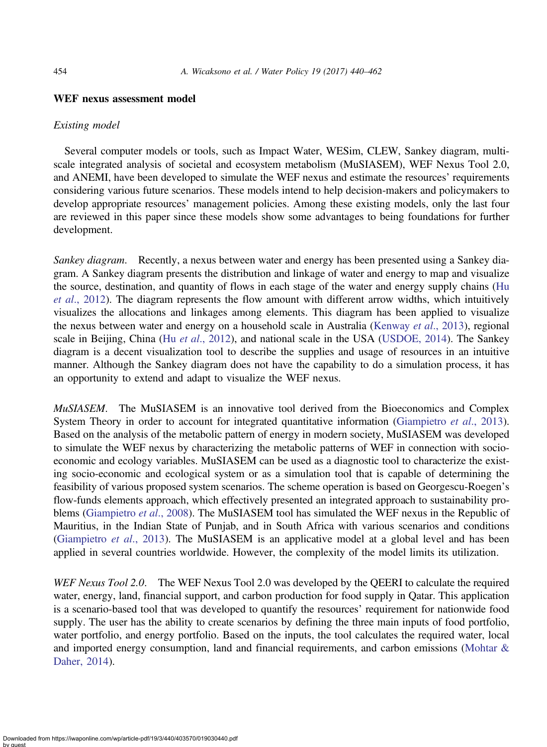### WEF nexus assessment model

*Existing model*

Several computer models or tools, such as Impact Water, WESim, CLEW, Sankey diagram, multi-scale integrated analysis of societal and ecosystem metabolism (MuSIASEM), WEF Nexus Tool 2.0, and ANEMI, have been developed to simulate the WEF nexus and estimate the resources' requirements considering various future scenarios. These models intend to help decision-makers and policymakers to develop appropriate resources' management policies. Among these existing models, only the last four are reviewed in this paper since these models show some advantages to being foundations for further development.

*Sankey diagram.* Recently, a nexus between water and energy has been presented using a Sankey diagram. A Sankey diagram presents the distribution and linkage of water and energy to map and visualize the source, destination, and quantity of flows in each stage of the water and energy supply chains (Hu *et al*., 2012). The diagram represents the flow amount with different arrow widths, which intuitively visualizes the allocations and linkages among elements. This diagram has been applied to visualize the nexus between water and energy on a household scale in Australia (Kenway *et al*., 2013), regional scale in Beijing, China (Hu *et al*., 2012), and national scale in the USA (USDOE, 2014). The Sankey diagram is a decent visualization tool to describe the supplies and usage of resources in an intuitive manner. Although the Sankey diagram does not have the capability to do a simulation process, it has an opportunity to extend and adapt to visualize the WEF nexus.

*MuSIASEM.* The MuSIASEM is an innovative tool derived from the Bioeconomics and Complex System Theory in order to account for integrated quantitative information (Giampietro *et al*., 2013). Based on the analysis of the metabolic pattern of energy in modern society, MuSIASEM was developed to simulate the WEF nexus by characterizing the metabolic patterns of WEF in connection with socio-economic and ecology variables. MuSIASEM can be used as a diagnostic tool to characterize the existing socio-economic and ecological system or as a simulation tool that is capable of determining the feasibility of various proposed system scenarios. The scheme operation is based on Georgescu-Roegen's flow-funds elements approach, which effectively presented an integrated approach to sustainability problems (Giampietro *et al*., 2008). The MuSIASEM tool has simulated the WEF nexus in the Republic of Mauritius, in the Indian State of Punjab, and in South Africa with various scenarios and conditions (Giampietro *et al*., 2013). The MuSIASEM is an applicative model at a global level and has been applied in several countries worldwide. However, the complexity of the model limits its utilization.

*WEF Nexus Tool 2.0.* The WEF Nexus Tool 2.0 was developed by the QEERI to calculate the required water, energy, land, financial support, and carbon production for food supply in Qatar. This application is a scenario-based tool that was developed to quantify the resources' requirement for nationwide food supply. The user has the ability to create scenarios by defining the three main inputs of food portfolio, water portfolio, and energy portfolio. Based on the inputs, the tool calculates the required water, local and imported energy consumption, land and financial requirements, and carbon emissions (Mohtar & Daher, 2014).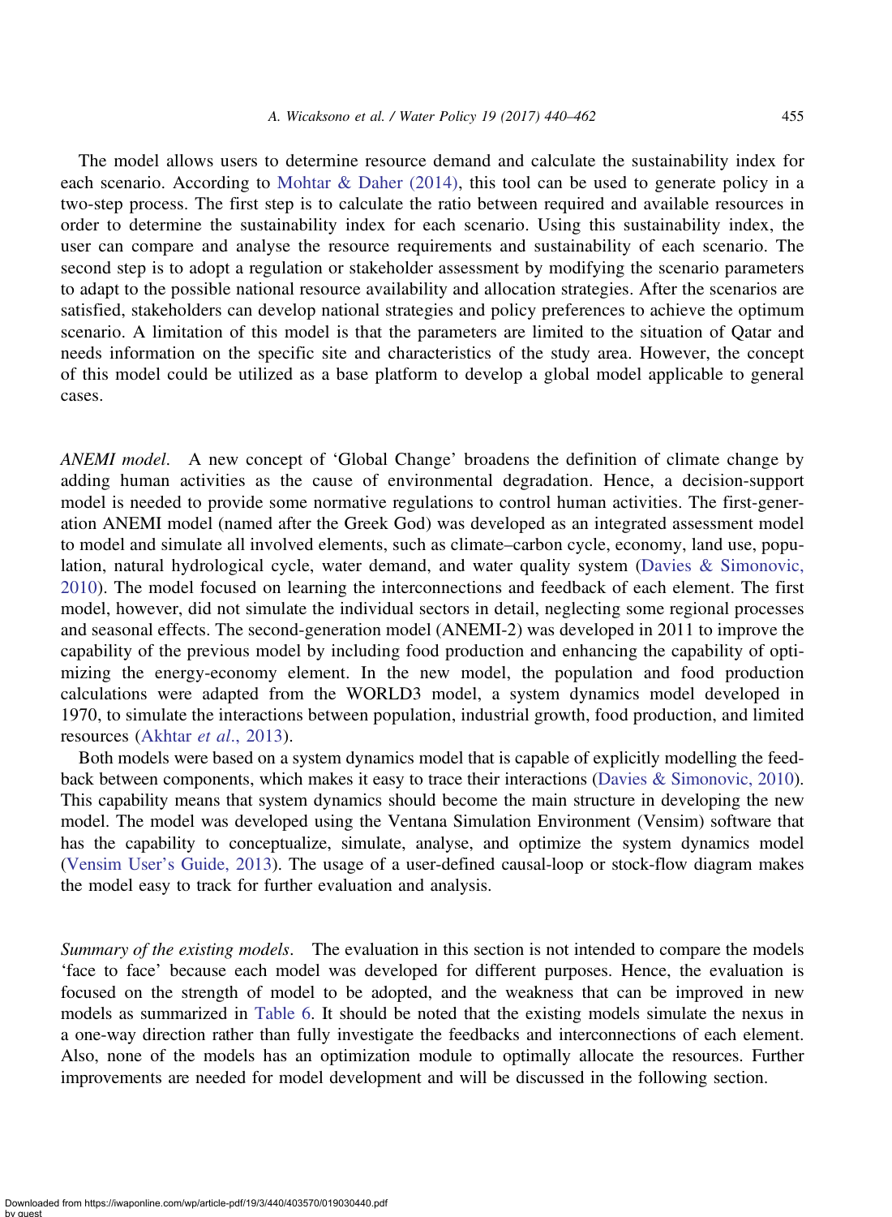The model allows users to determine resource demand and calculate the sustainability index for each scenario. According to Mohtar & Daher (2014), this tool can be used to generate policy in a two-step process. The first step is to calculate the ratio between required and available resources in order to determine the sustainability index for each scenario. Using this sustainability index, the user can compare and analyse the resource requirements and sustainability of each scenario. The second step is to adopt a regulation or stakeholder assessment by modifying the scenario parameters to adapt to the possible national resource availability and allocation strategies. After the scenarios are satisfied, stakeholders can develop national strategies and policy preferences to achieve the optimum scenario. A limitation of this model is that the parameters are limited to the situation of Qatar and needs information on the specific site and characteristics of the study area. However, the concept of this model could be utilized as a base platform to develop a global model applicable to general cases.

*ANEMI model*. A new concept of 'Global Change' broadens the definition of climate change by adding human activities as the cause of environmental degradation. Hence, a decision-support model is needed to provide some normative regulations to control human activities. The first-generation ANEMI model (named after the Greek God) was developed as an integrated assessment model to model and simulate all involved elements, such as climate–carbon cycle, economy, land use, population, natural hydrological cycle, water demand, and water quality system (Davies & Simonovic, 2010). The model focused on learning the interconnections and feedback of each element. The first model, however, did not simulate the individual sectors in detail, neglecting some regional processes and seasonal effects. The second-generation model (ANEMI-2) was developed in 2011 to improve the capability of the previous model by including food production and enhancing the capability of optimizing the energy-economy element. In the new model, the population and food production calculations were adapted from the WORLD3 model, a system dynamics model developed in 1970, to simulate the interactions between population, industrial growth, food production, and limited resources (Akhtar *et al*., 2013).

Both models were based on a system dynamics model that is capable of explicitly modelling the feedback between components, which makes it easy to trace their interactions (Davies & Simonovic, 2010). This capability means that system dynamics should become the main structure in developing the new model. The model was developed using the Ventana Simulation Environment (Vensim) software that has the capability to conceptualize, simulate, analyse, and optimize the system dynamics model (Vensim User's Guide, 2013). The usage of a user-defined causal-loop or stock-flow diagram makes the model easy to track for further evaluation and analysis.

*Summary of the existing models*. The evaluation in this section is not intended to compare the models 'face to face' because each model was developed for different purposes. Hence, the evaluation is focused on the strength of model to be adopted, and the weakness that can be improved in new models as summarized in Table 6. It should be noted that the existing models simulate the nexus in a one-way direction rather than fully investigate the feedbacks and interconnections of each element. Also, none of the models has an optimization module to optimally allocate the resources. Further improvements are needed for model development and will be discussed in the following section.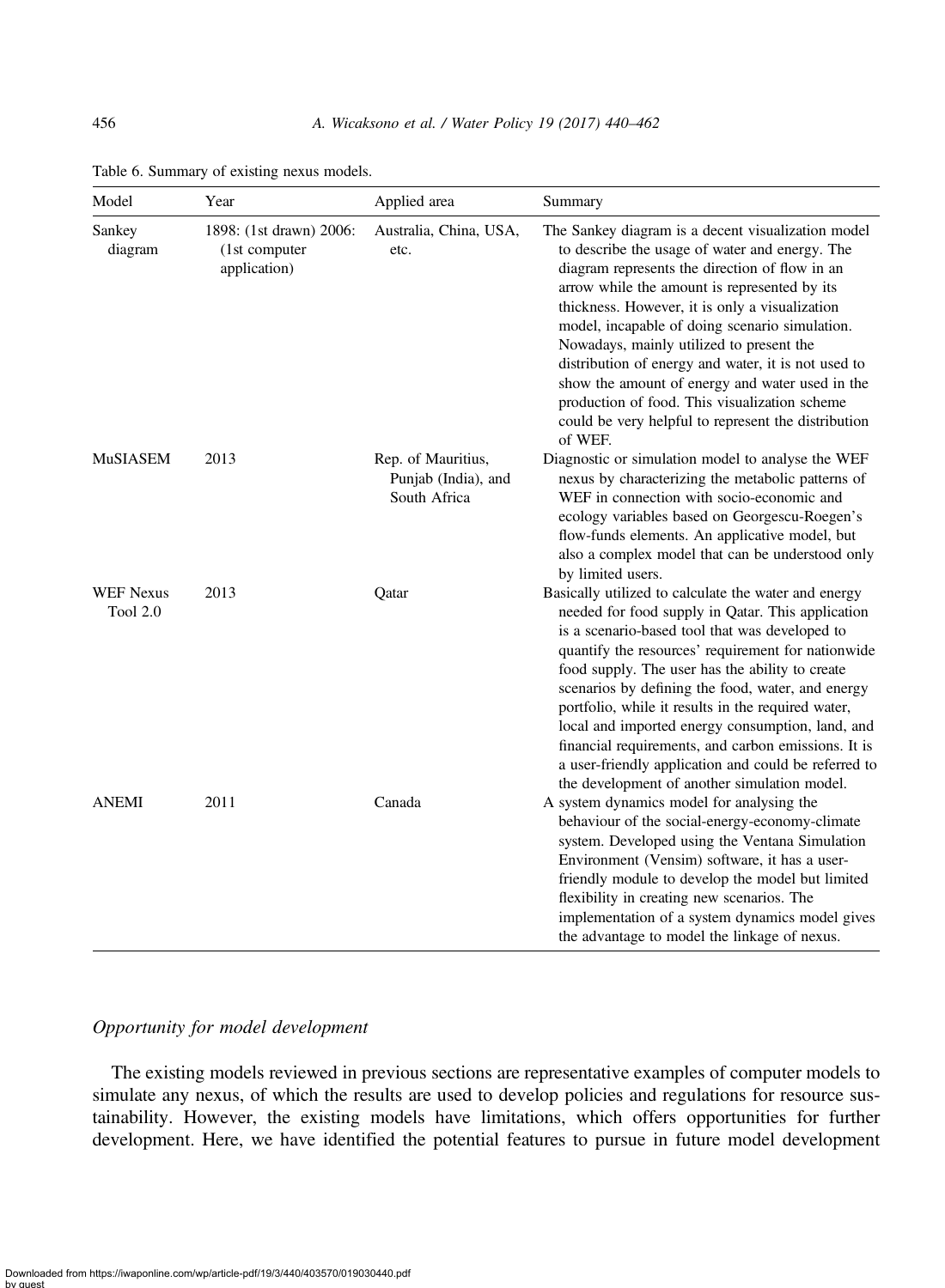Table 6. Summary of existing nexus models.

| Model | Year | Applied area | Summary |
| --- | --- | --- | --- |
| Sankey diagram | 1898: (1st drawn) 2006: (1st computer application) | Australia, China, USA, etc. | The Sankey diagram is a decent visualization model to describe the usage of water and energy. The diagram represents the direction of flow in an arrow while the amount is represented by its thickness. However, it is only a visualization model, incapable of doing scenario simulation. Nowadays, mainly utilized to present the distribution of energy and water, it is not used to show the amount of energy and water used in the production of food. This visualization scheme could be very helpful to represent the distribution of WEF. |
| MuSIASEM | 2013 | Rep. of Mauritius, Punjab (India), and South Africa | Diagnostic or simulation model to analyse the WEF nexus by characterizing the metabolic patterns of WEF in connection with socio-economic and ecology variables based on Georgescu-Roegen's flow-funds elements. An applicative model, but also a complex model that can be understood only by limited users. |
| WEF Nexus Tool 2.0 | 2013 | Qatar | Basically utilized to calculate the water and energy needed for food supply in Qatar. This application is a scenario-based tool that was developed to quantify the resources' requirement for nationwide food supply. The user has the ability to create scenarios by defining the food, water, and energy portfolio, while it results in the required water, local and imported energy consumption, land, and financial requirements, and carbon emissions. It is a user-friendly application and could be referred to the development of another simulation model. |
| ANEMI | 2011 | Canada | A system dynamics model for analysing the behaviour of the social-energy-economy-climate system. Developed using the Ventana Simulation Environment (Vensim) software, it has a user-friendly module to develop the model but limited flexibility in creating new scenarios. The implementation of a system dynamics model gives the advantage to model the linkage of nexus. |

### *Opportunity for model development*

The existing models reviewed in previous sections are representative examples of computer models to simulate any nexus, of which the results are used to develop policies and regulations for resource sustainability. However, the existing models have limitations, which offers opportunities for further development. Here, we have identified the potential features to pursue in future model development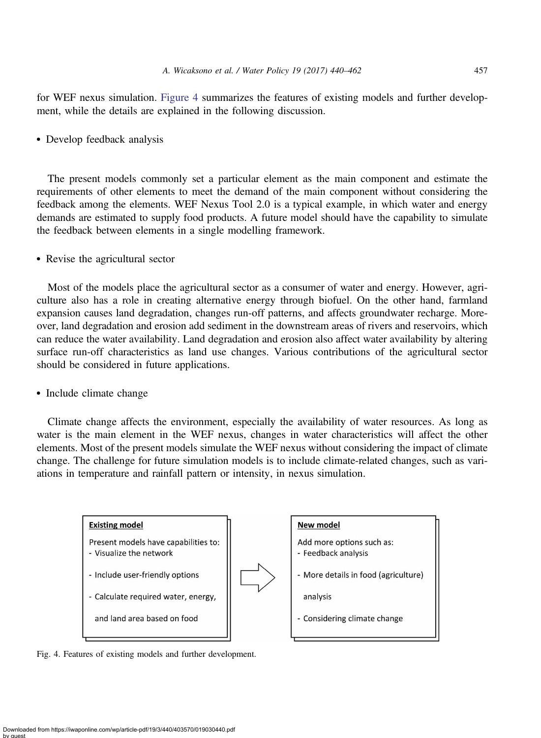for WEF nexus simulation. Figure 4 summarizes the features of existing models and further development, while the details are explained in the following discussion.

- Develop feedback analysis

The present models commonly set a particular element as the main component and estimate the requirements of other elements to meet the demand of the main component without considering the feedback among the elements. WEF Nexus Tool 2.0 is a typical example, in which water and energy demands are estimated to supply food products. A future model should have the capability to simulate the feedback between elements in a single modelling framework.

- Revise the agricultural sector

Most of the models place the agricultural sector as a consumer of water and energy. However, agriculture also has a role in creating alternative energy through biofuel. On the other hand, farmland expansion causes land degradation, changes run-off patterns, and affects groundwater recharge. Moreover, land degradation and erosion add sediment in the downstream areas of rivers and reservoirs, which can reduce the water availability. Land degradation and erosion also affect water availability by altering surface run-off characteristics as land use changes. Various contributions of the agricultural sector should be considered in future applications.

- Include climate change

Climate change affects the environment, especially the availability of water resources. As long as water is the main element in the WEF nexus, changes in water characteristics will affect the other elements. Most of the present models simulate the WEF nexus without considering the impact of climate change. The challenge for future simulation models is to include climate-related changes, such as variations in temperature and rainfall pattern or intensity, in nexus simulation.

**Existing model**

Present models have capabilities to:
- Visualize the network
- Include user-friendly options
- Calculate required water, energy, and land area based on food

**New model**

Add more options such as:
- Feedback analysis
- More details in food (agriculture) analysis
- Considering climate change

Fig. 4. Features of existing models and further development.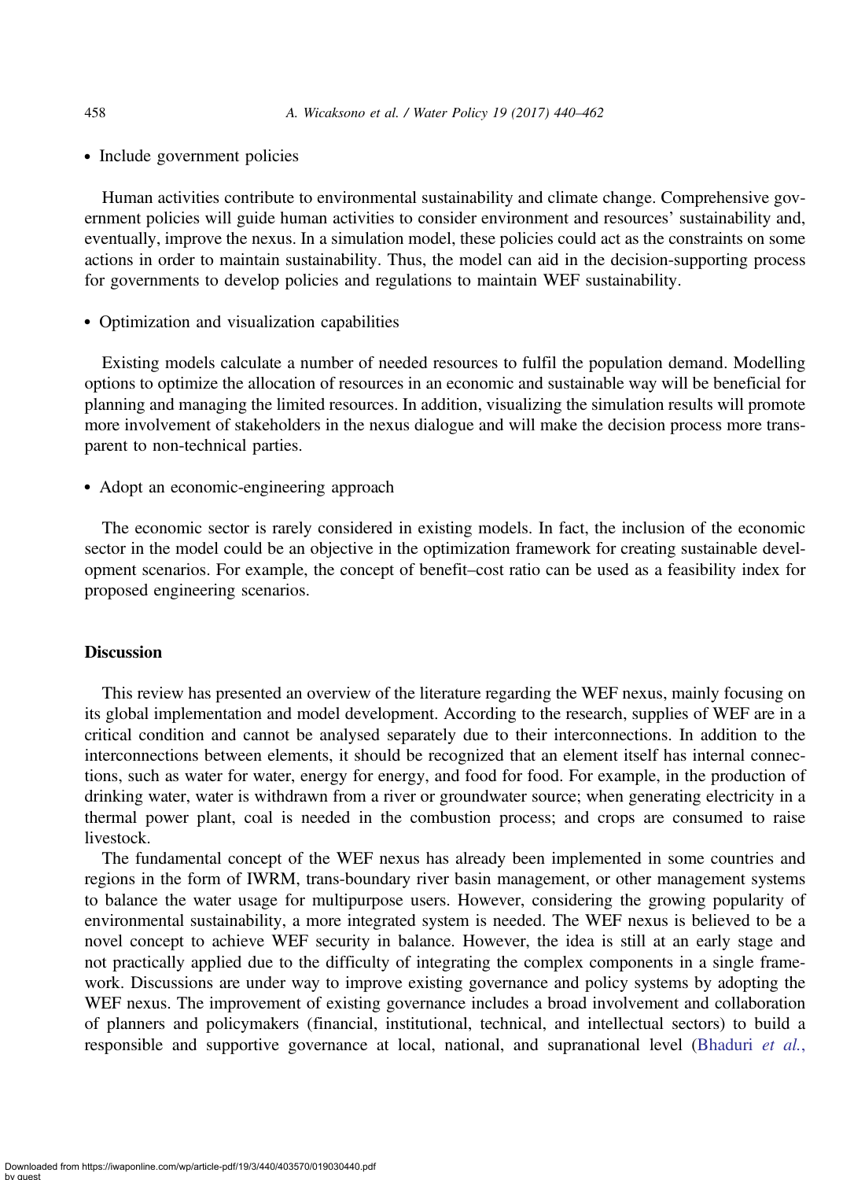- Include government policies

Human activities contribute to environmental sustainability and climate change. Comprehensive government policies will guide human activities to consider environment and resources' sustainability and, eventually, improve the nexus. In a simulation model, these policies could act as the constraints on some actions in order to maintain sustainability. Thus, the model can aid in the decision-supporting process for governments to develop policies and regulations to maintain WEF sustainability.

- Optimization and visualization capabilities

Existing models calculate a number of needed resources to fulfil the population demand. Modelling options to optimize the allocation of resources in an economic and sustainable way will be beneficial for planning and managing the limited resources. In addition, visualizing the simulation results will promote more involvement of stakeholders in the nexus dialogue and will make the decision process more transparent to non-technical parties.

- Adopt an economic-engineering approach

The economic sector is rarely considered in existing models. In fact, the inclusion of the economic sector in the model could be an objective in the optimization framework for creating sustainable development scenarios. For example, the concept of benefit–cost ratio can be used as a feasibility index for proposed engineering scenarios.

## Discussion

This review has presented an overview of the literature regarding the WEF nexus, mainly focusing on its global implementation and model development. According to the research, supplies of WEF are in a critical condition and cannot be analysed separately due to their interconnections. In addition to the interconnections between elements, it should be recognized that an element itself has internal connections, such as water for water, energy for energy, and food for food. For example, in the production of drinking water, water is withdrawn from a river or groundwater source; when generating electricity in a thermal power plant, coal is needed in the combustion process; and crops are consumed to raise livestock.

The fundamental concept of the WEF nexus has already been implemented in some countries and regions in the form of IWRM, trans-boundary river basin management, or other management systems to balance the water usage for multipurpose users. However, considering the growing popularity of environmental sustainability, a more integrated system is needed. The WEF nexus is believed to be a novel concept to achieve WEF security in balance. However, the idea is still at an early stage and not practically applied due to the difficulty of integrating the complex components in a single framework. Discussions are under way to improve existing governance and policy systems by adopting the WEF nexus. The improvement of existing governance includes a broad involvement and collaboration of planners and policymakers (financial, institutional, technical, and intellectual sectors) to build a responsible and supportive governance at local, national, and supranational level (Bhaduri *et al.*,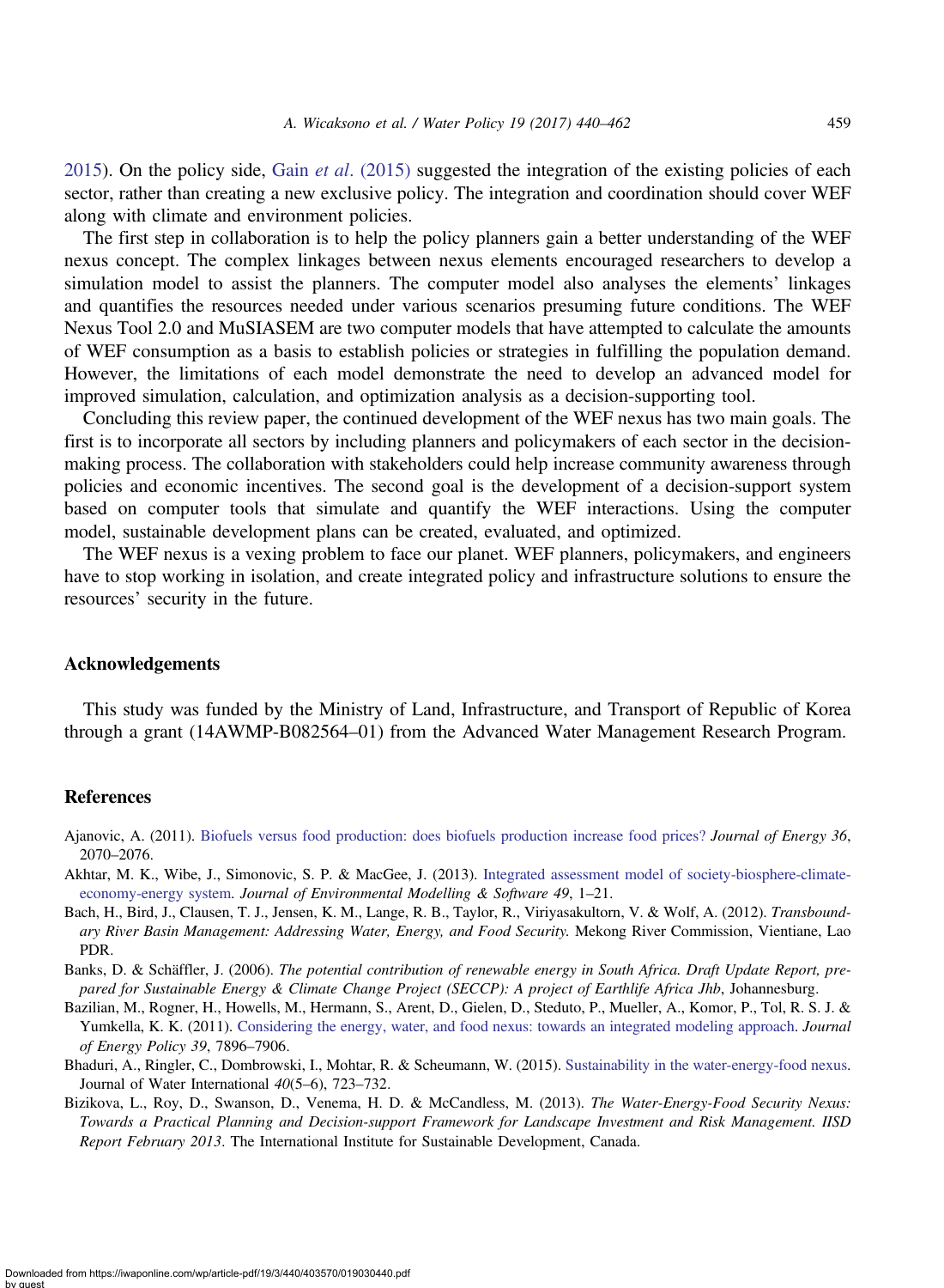2015). On the policy side, Gain *et al*. (2015) suggested the integration of the existing policies of each sector, rather than creating a new exclusive policy. The integration and coordination should cover WEF along with climate and environment policies.

The first step in collaboration is to help the policy planners gain a better understanding of the WEF nexus concept. The complex linkages between nexus elements encouraged researchers to develop a simulation model to assist the planners. The computer model also analyses the elements' linkages and quantifies the resources needed under various scenarios presuming future conditions. The WEF Nexus Tool 2.0 and MuSIASEM are two computer models that have attempted to calculate the amounts of WEF consumption as a basis to establish policies or strategies in fulfilling the population demand. However, the limitations of each model demonstrate the need to develop an advanced model for improved simulation, calculation, and optimization analysis as a decision-supporting tool.

Concluding this review paper, the continued development of the WEF nexus has two main goals. The first is to incorporate all sectors by including planners and policymakers of each sector in the decision-making process. The collaboration with stakeholders could help increase community awareness through policies and economic incentives. The second goal is the development of a decision-support system based on computer tools that simulate and quantify the WEF interactions. Using the computer model, sustainable development plans can be created, evaluated, and optimized.

The WEF nexus is a vexing problem to face our planet. WEF planners, policymakers, and engineers have to stop working in isolation, and create integrated policy and infrastructure solutions to ensure the resources' security in the future.

## Acknowledgements

This study was funded by the Ministry of Land, Infrastructure, and Transport of Republic of Korea through a grant (14AWMP-B082564–01) from the Advanced Water Management Research Program.

## References

Ajanovic, A. (2011). Biofuels versus food production: does biofuels production increase food prices? *Journal of Energy 36*, 2070–2076.

Akhtar, M. K., Wibe, J., Simonovic, S. P. & MacGee, J. (2013). Integrated assessment model of society-biosphere-climate-economy-energy system. *Journal of Environmental Modelling & Software 49*, 1–21.

Bach, H., Bird, J., Clausen, T. J., Jensen, K. M., Lange, R. B., Taylor, R., Viriyasakultorn, V. & Wolf, A. (2012). *Transboundary River Basin Management: Addressing Water, Energy, and Food Security*. Mekong River Commission, Vientiane, Lao PDR.

Banks, D. & Schäffler, J. (2006). *The potential contribution of renewable energy in South Africa. Draft Update Report, prepared for Sustainable Energy & Climate Change Project (SECCP): A project of Earthlife Africa Jhb*, Johannesburg.

Bazilian, M., Rogner, H., Howells, M., Hermann, S., Arent, D., Gielen, D., Steduto, P., Mueller, A., Komor, P., Tol, R. S. J. & Yumkella, K. K. (2011). Considering the energy, water, and food nexus: towards an integrated modeling approach. *Journal of Energy Policy 39*, 7896–7906.

Bhaduri, A., Ringler, C., Dombrowski, I., Mohtar, R. & Scheumann, W. (2015). Sustainability in the water-energy-food nexus. Journal of Water International *40*(5–6), 723–732.

Bizikova, L., Roy, D., Swanson, D., Venema, H. D. & McCandless, M. (2013). *The Water-Energy-Food Security Nexus: Towards a Practical Planning and Decision-support Framework for Landscape Investment and Risk Management. IISD Report February 2013*. The International Institute for Sustainable Development, Canada.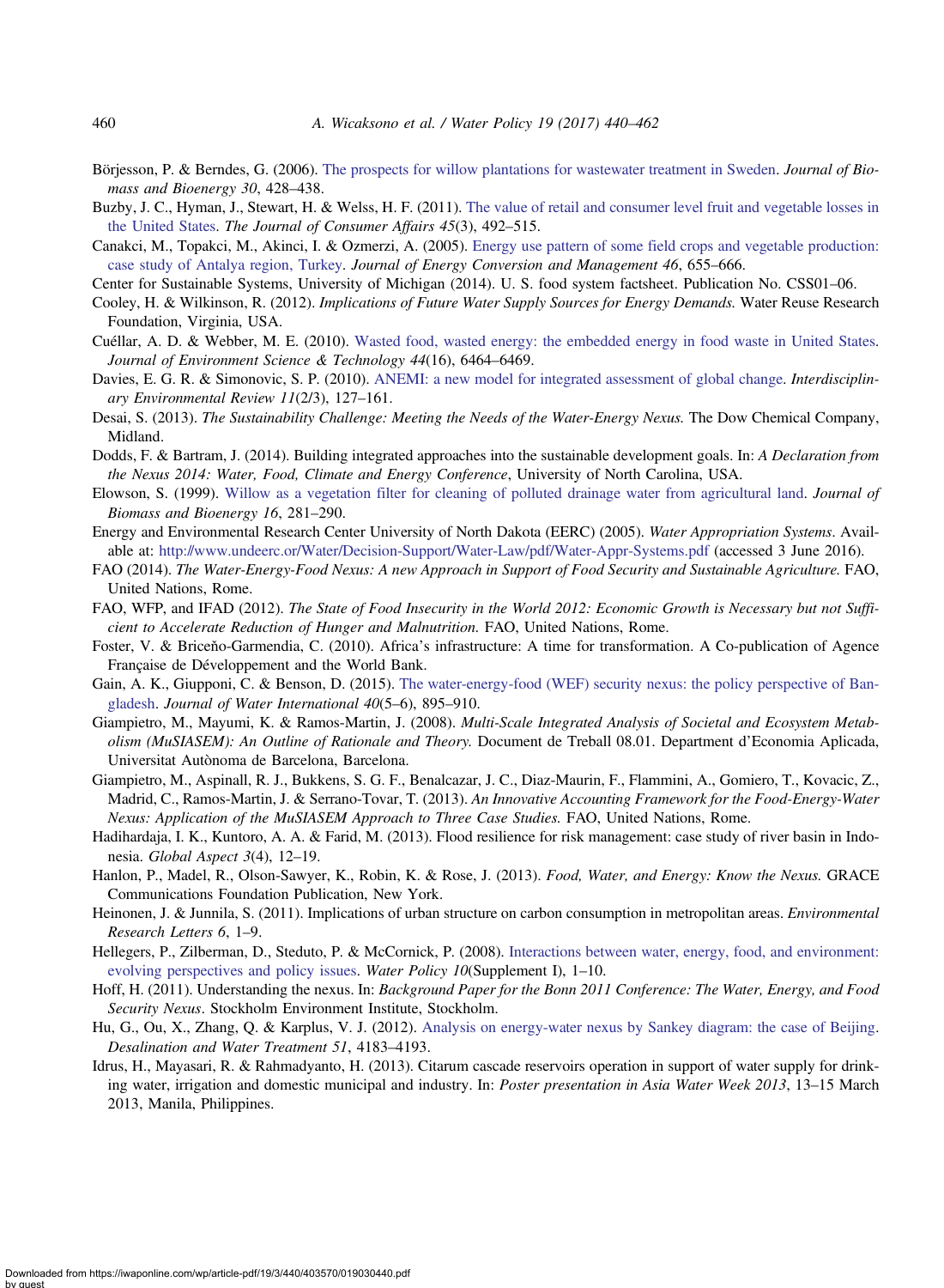Börjesson, P. & Berndes, G. (2006). The prospects for willow plantations for wastewater treatment in Sweden. *Journal of Biomass and Bioenergy 30*, 428–438.

Buzby, J. C., Hyman, J., Stewart, H. & Welss, H. F. (2011). The value of retail and consumer level fruit and vegetable losses in the United States. *The Journal of Consumer Affairs 45*(3), 492–515.

Canakci, M., Topakci, M., Akinci, I. & Ozmerzi, A. (2005). Energy use pattern of some field crops and vegetable production: case study of Antalya region, Turkey. *Journal of Energy Conversion and Management 46*, 655–666.

Center for Sustainable Systems, University of Michigan (2014). U. S. food system factsheet. Publication No. CSS01–06.

Cooley, H. & Wilkinson, R. (2012). *Implications of Future Water Supply Sources for Energy Demands.* Water Reuse Research Foundation, Virginia, USA.

Cuéllar, A. D. & Webber, M. E. (2010). Wasted food, wasted energy: the embedded energy in food waste in United States. *Journal of Environment Science & Technology 44*(16), 6464–6469.

Davies, E. G. R. & Simonovic, S. P. (2010). ANEMI: a new model for integrated assessment of global change. *Interdisciplinary Environmental Review 11*(2/3), 127–161.

Desai, S. (2013). *The Sustainability Challenge: Meeting the Needs of the Water-Energy Nexus.* The Dow Chemical Company, Midland.

Dodds, F. & Bartram, J. (2014). Building integrated approaches into the sustainable development goals. In: *A Declaration from the Nexus 2014: Water, Food, Climate and Energy Conference*, University of North Carolina, USA.

Elowson, S. (1999). Willow as a vegetation filter for cleaning of polluted drainage water from agricultural land. *Journal of Biomass and Bioenergy 16*, 281–290.

Energy and Environmental Research Center University of North Dakota (EERC) (2005). *Water Appropriation Systems*. Available at: http://www.undeerc.or/Water/Decision-Support/Water-Law/pdf/Water-Appr-Systems.pdf (accessed 3 June 2016).

FAO (2014). *The Water-Energy-Food Nexus: A new Approach in Support of Food Security and Sustainable Agriculture.* FAO, United Nations, Rome.

FAO, WFP, and IFAD (2012). *The State of Food Insecurity in the World 2012: Economic Growth is Necessary but not Sufficient to Accelerate Reduction of Hunger and Malnutrition.* FAO, United Nations, Rome.

Foster, V. & Briceño-Garmendia, C. (2010). Africa's infrastructure: A time for transformation. A Co-publication of Agence Française de Développement and the World Bank.

Gain, A. K., Giupponi, C. & Benson, D. (2015). The water-energy-food (WEF) security nexus: the policy perspective of Bangladesh. *Journal of Water International 40*(5–6), 895–910.

Giampietro, M., Mayumi, K. & Ramos-Martin, J. (2008). *Multi-Scale Integrated Analysis of Societal and Ecosystem Metabolism (MuSIASEM): An Outline of Rationale and Theory.* Document de Treball 08.01. Department d'Economia Aplicada, Universitat Autònoma de Barcelona, Barcelona.

Giampietro, M., Aspinall, R. J., Bukkens, S. G. F., Benalcazar, J. C., Diaz-Maurin, F., Flammini, A., Gomiero, T., Kovacic, Z., Madrid, C., Ramos-Martin, J. & Serrano-Tovar, T. (2013). *An Innovative Accounting Framework for the Food-Energy-Water Nexus: Application of the MuSIASEM Approach to Three Case Studies.* FAO, United Nations, Rome.

Hadihardaja, I. K., Kuntoro, A. A. & Farid, M. (2013). Flood resilience for risk management: case study of river basin in Indonesia. *Global Aspect 3*(4), 12–19.

Hanlon, P., Madel, R., Olson-Sawyer, K., Robin, K. & Rose, J. (2013). *Food, Water, and Energy: Know the Nexus.* GRACE Communications Foundation Publication, New York.

Heinonen, J. & Junnila, S. (2011). Implications of urban structure on carbon consumption in metropolitan areas. *Environmental Research Letters 6*, 1–9.

Hellegers, P., Zilberman, D., Steduto, P. & McCornick, P. (2008). Interactions between water, energy, food, and environment: evolving perspectives and policy issues. *Water Policy 10*(Supplement I), 1–10.

Hoff, H. (2011). Understanding the nexus. In: *Background Paper for the Bonn 2011 Conference: The Water, Energy, and Food Security Nexus*. Stockholm Environment Institute, Stockholm.

Hu, G., Ou, X., Zhang, Q. & Karplus, V. J. (2012). Analysis on energy-water nexus by Sankey diagram: the case of Beijing. *Desalination and Water Treatment 51*, 4183–4193.

Idrus, H., Mayasari, R. & Rahmadyanto, H. (2013). Citarum cascade reservoirs operation in support of water supply for drinking water, irrigation and domestic municipal and industry. In: *Poster presentation in Asia Water Week 2013*, 13–15 March 2013, Manila, Philippines.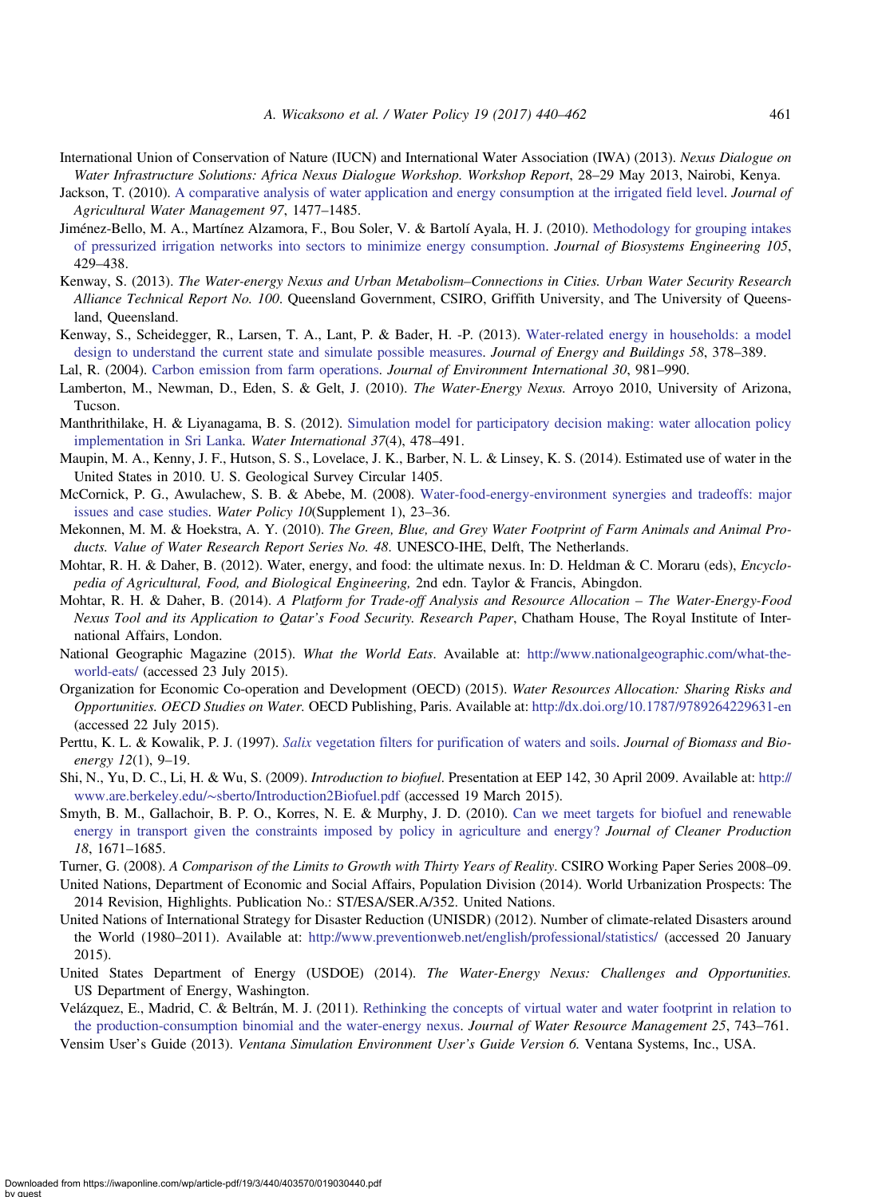International Union of Conservation of Nature (IUCN) and International Water Association (IWA) (2013). *Nexus Dialogue on Water Infrastructure Solutions: Africa Nexus Dialogue Workshop. Workshop Report*, 28–29 May 2013, Nairobi, Kenya.

Jackson, T. (2010). A comparative analysis of water application and energy consumption at the irrigated field level. *Journal of Agricultural Water Management 97*, 1477–1485.

Jiménez-Bello, M. A., Martínez Alzamora, F., Bou Soler, V. & Bartolí Ayala, H. J. (2010). Methodology for grouping intakes of pressurized irrigation networks into sectors to minimize energy consumption. *Journal of Biosystems Engineering 105*, 429–438.

Kenway, S. (2013). *The Water-energy Nexus and Urban Metabolism–Connections in Cities. Urban Water Security Research Alliance Technical Report No. 100*. Queensland Government, CSIRO, Griffith University, and The University of Queensland, Queensland.

Kenway, S., Scheidegger, R., Larsen, T. A., Lant, P. & Bader, H. -P. (2013). Water-related energy in households: a model design to understand the current state and simulate possible measures. *Journal of Energy and Buildings 58*, 378–389.

Lal, R. (2004). Carbon emission from farm operations. *Journal of Environment International 30*, 981–990.

Lamberton, M., Newman, D., Eden, S. & Gelt, J. (2010). *The Water-Energy Nexus.* Arroyo 2010, University of Arizona, Tucson.

Manthrithilake, H. & Liyanagama, B. S. (2012). Simulation model for participatory decision making: water allocation policy implementation in Sri Lanka. *Water International 37*(4), 478–491.

Maupin, M. A., Kenny, J. F., Hutson, S. S., Lovelace, J. K., Barber, N. L. & Linsey, K. S. (2014). Estimated use of water in the United States in 2010. U. S. Geological Survey Circular 1405.

McCornick, P. G., Awulachew, S. B. & Abebe, M. (2008). Water-food-energy-environment synergies and tradeoffs: major issues and case studies. *Water Policy 10*(Supplement 1), 23–36.

Mekonnen, M. M. & Hoekstra, A. Y. (2010). *The Green, Blue, and Grey Water Footprint of Farm Animals and Animal Products. Value of Water Research Report Series No. 48*. UNESCO-IHE, Delft, The Netherlands.

Mohtar, R. H. & Daher, B. (2012). Water, energy, and food: the ultimate nexus. In: D. Heldman & C. Moraru (eds), *Encyclopedia of Agricultural, Food, and Biological Engineering,* 2nd edn. Taylor & Francis, Abingdon.

Mohtar, R. H. & Daher, B. (2014). *A Platform for Trade-off Analysis and Resource Allocation – The Water-Energy-Food Nexus Tool and its Application to Qatar's Food Security. Research Paper*, Chatham House, The Royal Institute of International Affairs, London.

National Geographic Magazine (2015). *What the World Eats*. Available at: http://www.nationalgeographic.com/what-the-world-eats/ (accessed 23 July 2015).

Organization for Economic Co-operation and Development (OECD) (2015). *Water Resources Allocation: Sharing Risks and Opportunities. OECD Studies on Water.* OECD Publishing, Paris. Available at: http://dx.doi.org/10.1787/9789264229631-en (accessed 22 July 2015).

Perttu, K. L. & Kowalik, P. J. (1997). *Salix* vegetation filters for purification of waters and soils. *Journal of Biomass and Bioenergy 12*(1), 9–19.

Shi, N., Yu, D. C., Li, H. & Wu, S. (2009). *Introduction to biofuel*. Presentation at EEP 142, 30 April 2009. Available at: http://www.are.berkeley.edu/~sberto/Introduction2Biofuel.pdf (accessed 19 March 2015).

Smyth, B. M., Gallachoir, B. P. O., Korres, N. E. & Murphy, J. D. (2010). Can we meet targets for biofuel and renewable energy in transport given the constraints imposed by policy in agriculture and energy? *Journal of Cleaner Production 18*, 1671–1685.

Turner, G. (2008). *A Comparison of the Limits to Growth with Thirty Years of Reality*. CSIRO Working Paper Series 2008–09.

United Nations, Department of Economic and Social Affairs, Population Division (2014). World Urbanization Prospects: The 2014 Revision, Highlights. Publication No.: ST/ESA/SER.A/352. United Nations.

United Nations of International Strategy for Disaster Reduction (UNISDR) (2012). Number of climate-related Disasters around the World (1980–2011). Available at: http://www.preventionweb.net/english/professional/statistics/ (accessed 20 January 2015).

United States Department of Energy (USDOE) (2014). *The Water-Energy Nexus: Challenges and Opportunities.* US Department of Energy, Washington.

Velázquez, E., Madrid, C. & Beltrán, M. J. (2011). Rethinking the concepts of virtual water and water footprint in relation to the production-consumption binomial and the water-energy nexus. *Journal of Water Resource Management 25*, 743–761.

Vensim User's Guide (2013). *Ventana Simulation Environment User's Guide Version 6.* Ventana Systems, Inc., USA.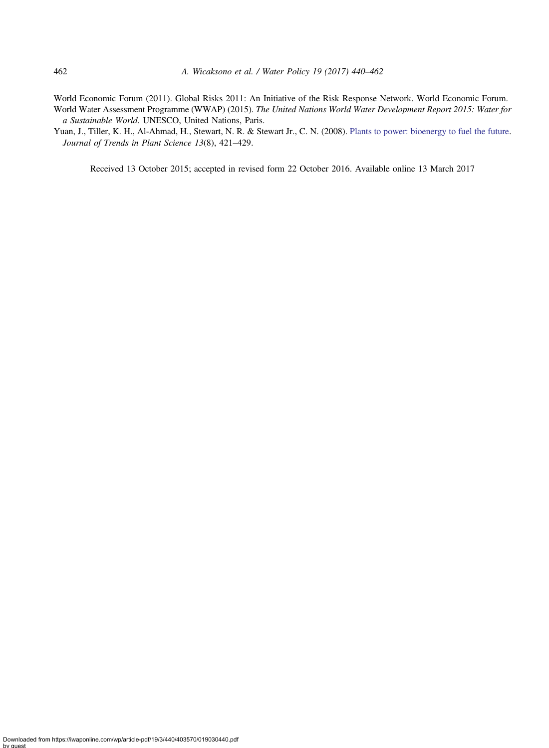World Economic Forum (2011). Global Risks 2011: An Initiative of the Risk Response Network. World Economic Forum.

World Water Assessment Programme (WWAP) (2015). *The United Nations World Water Development Report 2015: Water for a Sustainable World*. UNESCO, United Nations, Paris.

Yuan, J., Tiller, K. H., Al-Ahmad, H., Stewart, N. R. & Stewart Jr., C. N. (2008). Plants to power: bioenergy to fuel the future. *Journal of Trends in Plant Science 13*(8), 421–429.

Received 13 October 2015; accepted in revised form 22 October 2016. Available online 13 March 2017